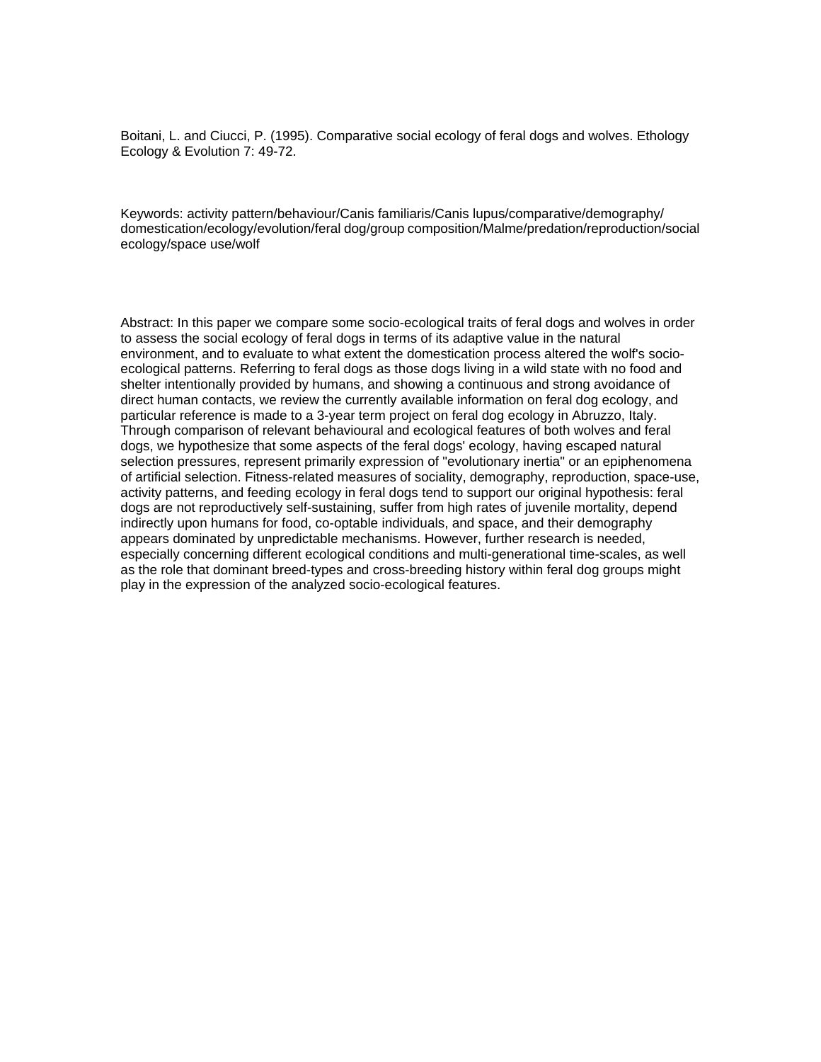Boitani, L. and Ciucci, P. (1995). Comparative social ecology of feral dogs and wolves. Ethology Ecology & Evolution 7: 49-72.

Keywords: activity pattern/behaviour/Canis familiaris/Canis lupus/comparative/demography/domestication/ecology/evolution/feral dog/group composition/Malme/predation/reproduction/social ecology/space use/wolf

Abstract: In this paper we compare some socio-ecological traits of feral dogs and wolves in order to assess the social ecology of feral dogs in terms of its adaptive value in the natural environment, and to evaluate to what extent the domestication process altered the wolf's socio-ecological patterns. Referring to feral dogs as those dogs living in a wild state with no food and shelter intentionally provided by humans, and showing a continuous and strong avoidance of direct human contacts, we review the currently available information on feral dog ecology, and particular reference is made to a 3-year term project on feral dog ecology in Abruzzo, Italy. Through comparison of relevant behavioural and ecological features of both wolves and feral dogs, we hypothesize that some aspects of the feral dogs' ecology, having escaped natural selection pressures, represent primarily expression of "evolutionary inertia" or an epiphenomena of artificial selection. Fitness-related measures of sociality, demography, reproduction, space-use, activity patterns, and feeding ecology in feral dogs tend to support our original hypothesis: feral dogs are not reproductively self-sustaining, suffer from high rates of juvenile mortality, depend indirectly upon humans for food, co-optable individuals, and space, and their demography appears dominated by unpredictable mechanisms. However, further research is needed, especially concerning different ecological conditions and multi-generational time-scales, as well as the role that dominant breed-types and cross-breeding history within feral dog groups might play in the expression of the analyzed socio-ecological features.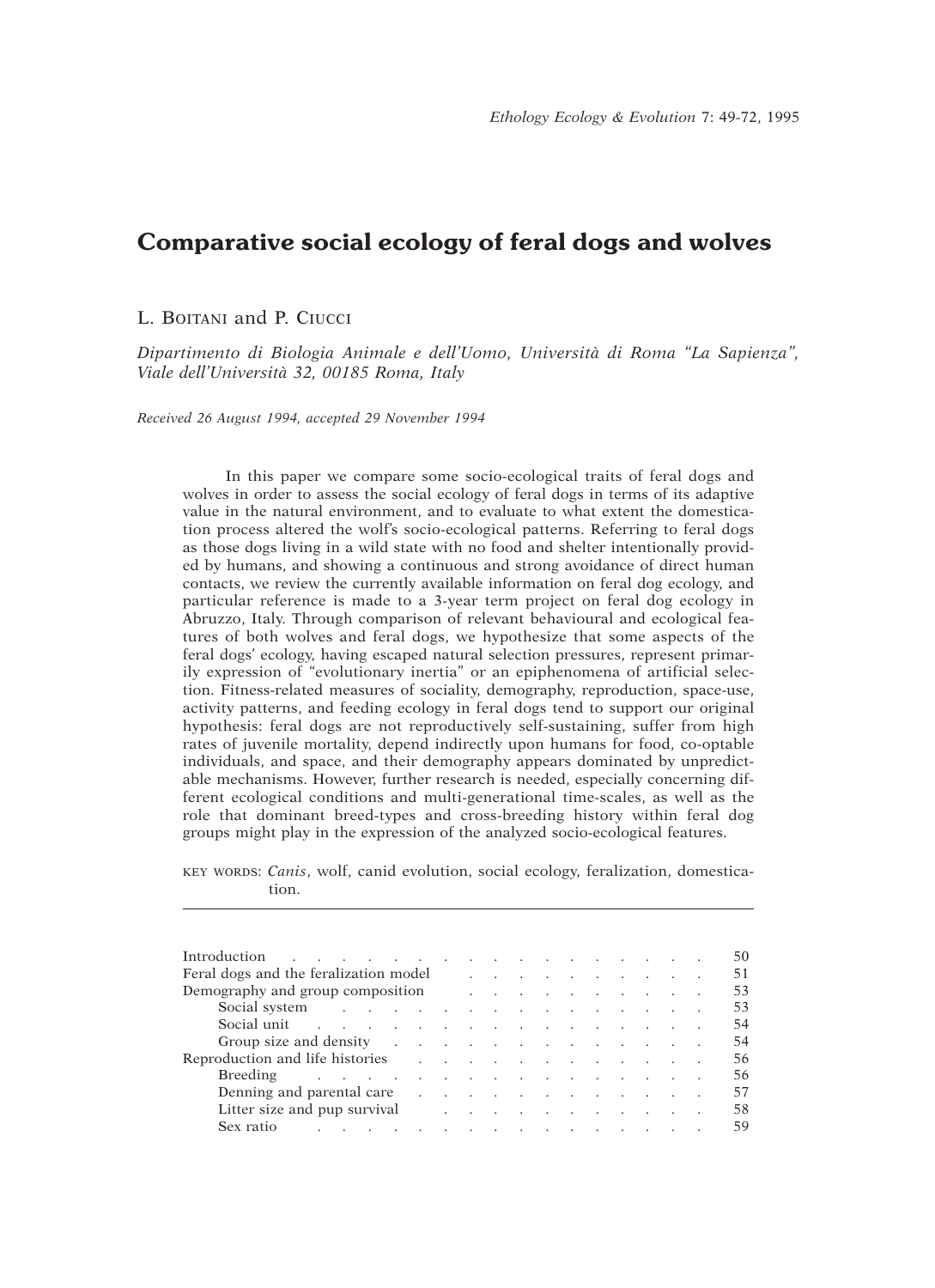# Comparative social ecology of feral dogs and wolves

L. Boitani and P. Ciucci

*Dipartimento di Biologia Animale e dell'Uomo, Università di Roma "La Sapienza", Viale dell'Università 32, 00185 Roma, Italy*

*Received 26 August 1994, accepted 29 November 1994*

In this paper we compare some socio-ecological traits of feral dogs and wolves in order to assess the social ecology of feral dogs in terms of its adaptive value in the natural environment, and to evaluate to what extent the domestication process altered the wolf's socio-ecological patterns. Referring to feral dogs as those dogs living in a wild state with no food and shelter intentionally provided by humans, and showing a continuous and strong avoidance of direct human contacts, we review the currently available information on feral dog ecology, and particular reference is made to a 3-year term project on feral dog ecology in Abruzzo, Italy. Through comparison of relevant behavioural and ecological features of both wolves and feral dogs, we hypothesize that some aspects of the feral dogs' ecology, having escaped natural selection pressures, represent primarily expression of "evolutionary inertia" or an epiphenomena of artificial selection. Fitness-related measures of sociality, demography, reproduction, space-use, activity patterns, and feeding ecology in feral dogs tend to support our original hypothesis: feral dogs are not reproductively self-sustaining, suffer from high rates of juvenile mortality, depend indirectly upon humans for food, co-optable individuals, and space, and their demography appears dominated by unpredictable mechanisms. However, further research is needed, especially concerning different ecological conditions and multi-generational time-scales, as well as the role that dominant breed-types and cross-breeding history within feral dog groups might play in the expression of the analyzed socio-ecological features.

KEY WORDS: *Canis*, wolf, canid evolution, social ecology, feralization, domestication.

| | |
|---|---|
| Introduction | 50 |
| Feral dogs and the feralization model | 51 |
| Demography and group composition | 53 |
| Social system | 53 |
| Social unit | 54 |
| Group size and density | 54 |
| Reproduction and life histories | 56 |
| Breeding | 56 |
| Denning and parental care | 57 |
| Litter size and pup survival | 58 |
| Sex ratio | 59 |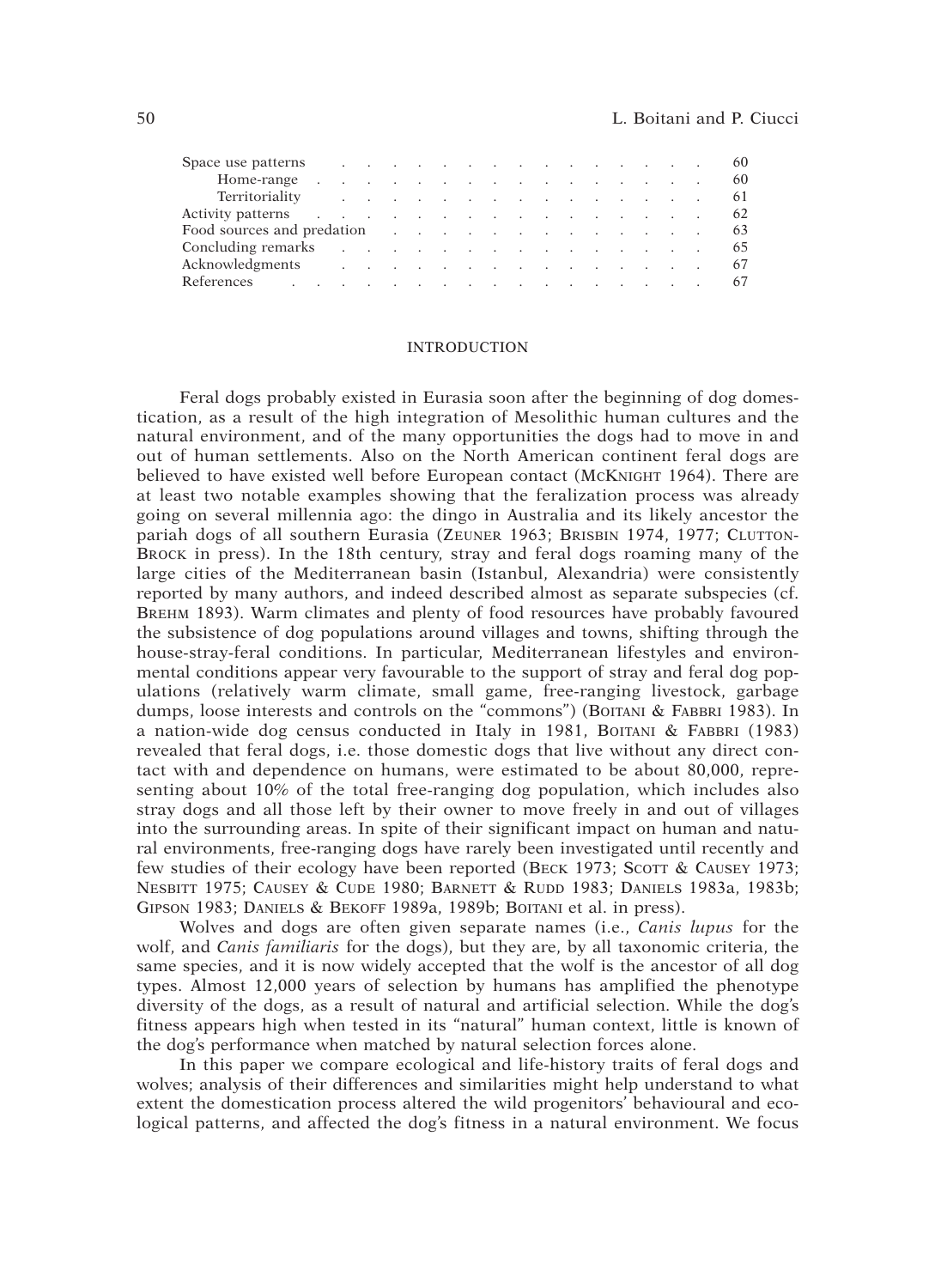| | |
|---|---|
| Space use patterns | 60 |
| Home-range | 60 |
| Territoriality | 61 |
| Activity patterns | 62 |
| Food sources and predation | 63 |
| Concluding remarks | 65 |
| Acknowledgments | 67 |
| References | 67 |

## INTRODUCTION

Feral dogs probably existed in Eurasia soon after the beginning of dog domestication, as a result of the high integration of Mesolithic human cultures and the natural environment, and of the many opportunities the dogs had to move in and out of human settlements. Also on the North American continent feral dogs are believed to have existed well before European contact (McKnight 1964). There are at least two notable examples showing that the feralization process was already going on several millennia ago: the dingo in Australia and its likely ancestor the pariah dogs of all southern Eurasia (Zeuner 1963; Brisbin 1974, 1977; Clutton-Brock in press). In the 18th century, stray and feral dogs roaming many of the large cities of the Mediterranean basin (Istanbul, Alexandria) were consistently reported by many authors, and indeed described almost as separate subspecies (cf. Brehm 1893). Warm climates and plenty of food resources have probably favoured the subsistence of dog populations around villages and towns, shifting through the house-stray-feral conditions. In particular, Mediterranean lifestyles and environmental conditions appear very favourable to the support of stray and feral dog populations (relatively warm climate, small game, free-ranging livestock, garbage dumps, loose interests and controls on the "commons") (Boitani & Fabbri 1983). In a nation-wide dog census conducted in Italy in 1981, Boitani & Fabbri (1983) revealed that feral dogs, i.e. those domestic dogs that live without any direct contact with and dependence on humans, were estimated to be about 80,000, representing about 10% of the total free-ranging dog population, which includes also stray dogs and all those left by their owner to move freely in and out of villages into the surrounding areas. In spite of their significant impact on human and natural environments, free-ranging dogs have rarely been investigated until recently and few studies of their ecology have been reported (Beck 1973; Scott & Causey 1973; Nesbitt 1975; Causey & Cude 1980; Barnett & Rudd 1983; Daniels 1983a, 1983b; Gipson 1983; Daniels & Bekoff 1989a, 1989b; Boitani et al. in press).

Wolves and dogs are often given separate names (i.e., *Canis lupus* for the wolf, and *Canis familiaris* for the dogs), but they are, by all taxonomic criteria, the same species, and it is now widely accepted that the wolf is the ancestor of all dog types. Almost 12,000 years of selection by humans has amplified the phenotype diversity of the dogs, as a result of natural and artificial selection. While the dog's fitness appears high when tested in its "natural" human context, little is known of the dog's performance when matched by natural selection forces alone.

In this paper we compare ecological and life-history traits of feral dogs and wolves; analysis of their differences and similarities might help understand to what extent the domestication process altered the wild progenitors' behavioural and ecological patterns, and affected the dog's fitness in a natural environment. We focus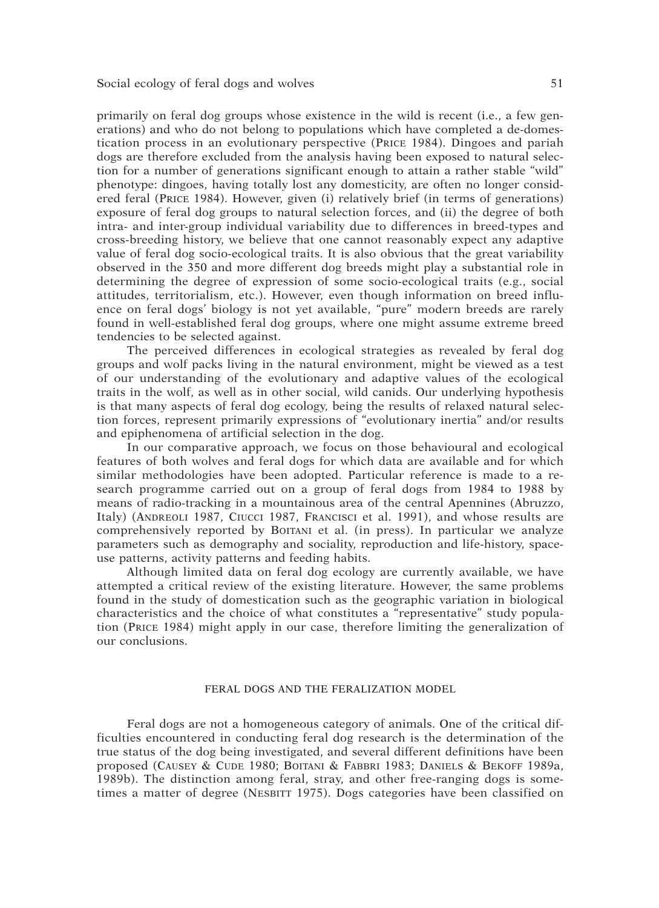primarily on feral dog groups whose existence in the wild is recent (i.e., a few generations) and who do not belong to populations which have completed a de-domestication process in an evolutionary perspective (PRICE 1984). Dingoes and pariah dogs are therefore excluded from the analysis having been exposed to natural selection for a number of generations significant enough to attain a rather stable "wild" phenotype: dingoes, having totally lost any domesticity, are often no longer considered feral (PRICE 1984). However, given (i) relatively brief (in terms of generations) exposure of feral dog groups to natural selection forces, and (ii) the degree of both intra- and inter-group individual variability due to differences in breed-types and cross-breeding history, we believe that one cannot reasonably expect any adaptive value of feral dog socio-ecological traits. It is also obvious that the great variability observed in the 350 and more different dog breeds might play a substantial role in determining the degree of expression of some socio-ecological traits (e.g., social attitudes, territorialism, etc.). However, even though information on breed influence on feral dogs' biology is not yet available, "pure" modern breeds are rarely found in well-established feral dog groups, where one might assume extreme breed tendencies to be selected against.

The perceived differences in ecological strategies as revealed by feral dog groups and wolf packs living in the natural environment, might be viewed as a test of our understanding of the evolutionary and adaptive values of the ecological traits in the wolf, as well as in other social, wild canids. Our underlying hypothesis is that many aspects of feral dog ecology, being the results of relaxed natural selection forces, represent primarily expressions of "evolutionary inertia" and/or results and epiphenomena of artificial selection in the dog.

In our comparative approach, we focus on those behavioural and ecological features of both wolves and feral dogs for which data are available and for which similar methodologies have been adopted. Particular reference is made to a research programme carried out on a group of feral dogs from 1984 to 1988 by means of radio-tracking in a mountainous area of the central Apennines (Abruzzo, Italy) (ANDREOLI 1987, CIUCCI 1987, FRANCISCI et al. 1991), and whose results are comprehensively reported by BOITANI et al. (in press). In particular we analyze parameters such as demography and sociality, reproduction and life-history, space-use patterns, activity patterns and feeding habits.

Although limited data on feral dog ecology are currently available, we have attempted a critical review of the existing literature. However, the same problems found in the study of domestication such as the geographic variation in biological characteristics and the choice of what constitutes a "representative" study population (PRICE 1984) might apply in our case, therefore limiting the generalization of our conclusions.

## FERAL DOGS AND THE FERALIZATION MODEL

Feral dogs are not a homogeneous category of animals. One of the critical difficulties encountered in conducting feral dog research is the determination of the true status of the dog being investigated, and several different definitions have been proposed (CAUSEY & CUDE 1980; BOITANI & FABBRI 1983; DANIELS & BEKOFF 1989a, 1989b). The distinction among feral, stray, and other free-ranging dogs is sometimes a matter of degree (NESBITT 1975). Dogs categories have been classified on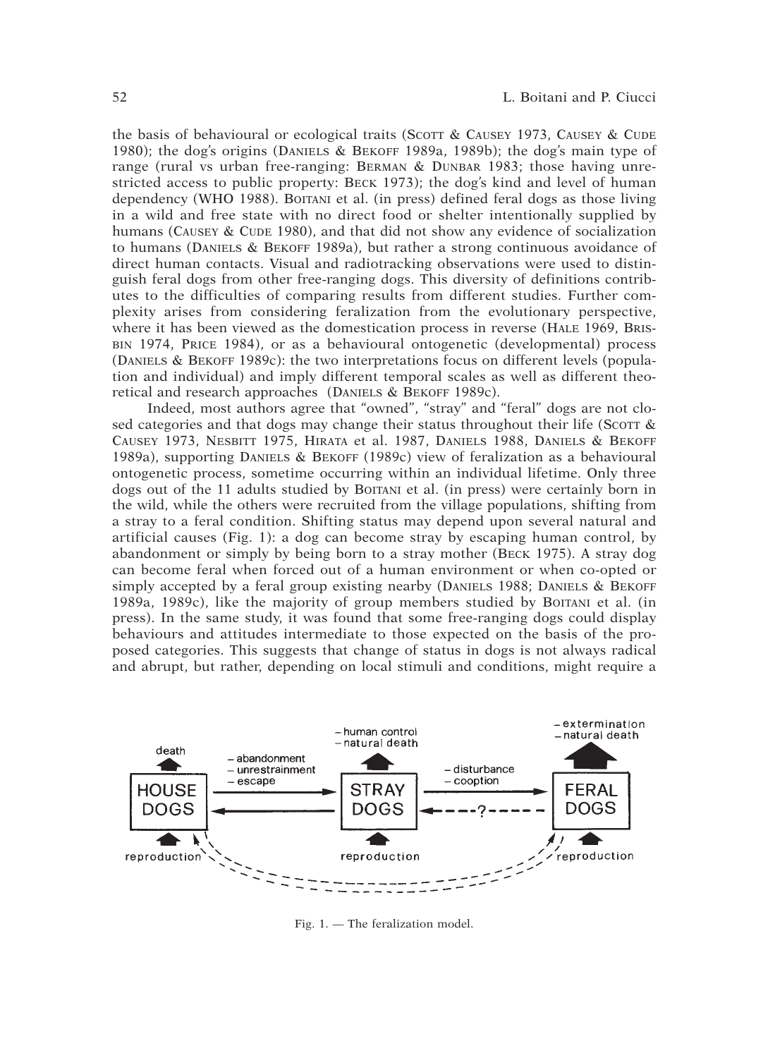the basis of behavioural or ecological traits (Scott & Causey 1973, Causey & Cude 1980); the dog's origins (Daniels & Bekoff 1989a, 1989b); the dog's main type of range (rural vs urban free-ranging: Berman & Dunbar 1983; those having unrestricted access to public property: Beck 1973); the dog's kind and level of human dependency (WHO 1988). Boitani et al. (in press) defined feral dogs as those living in a wild and free state with no direct food or shelter intentionally supplied by humans (Causey & Cude 1980), and that did not show any evidence of socialization to humans (Daniels & Bekoff 1989a), but rather a strong continuous avoidance of direct human contacts. Visual and radiotracking observations were used to distinguish feral dogs from other free-ranging dogs. This diversity of definitions contributes to the difficulties of comparing results from different studies. Further complexity arises from considering feralization from the evolutionary perspective, where it has been viewed as the domestication process in reverse (Hale 1969, Brisbin 1974, Price 1984), or as a behavioural ontogenetic (developmental) process (Daniels & Bekoff 1989c): the two interpretations focus on different levels (population and individual) and imply different temporal scales as well as different theoretical and research approaches (Daniels & Bekoff 1989c).

Indeed, most authors agree that "owned", "stray" and "feral" dogs are not closed categories and that dogs may change their status throughout their life (Scott & Causey 1973, Nesbitt 1975, Hirata et al. 1987, Daniels 1988, Daniels & Bekoff 1989a), supporting Daniels & Bekoff (1989c) view of feralization as a behavioural ontogenetic process, sometime occurring within an individual lifetime. Only three dogs out of the 11 adults studied by Boitani et al. (in press) were certainly born in the wild, while the others were recruited from the village populations, shifting from a stray to a feral condition. Shifting status may depend upon several natural and artificial causes (Fig. 1): a dog can become stray by escaping human control, by abandonment or simply by being born to a stray mother (Beck 1975). A stray dog can become feral when forced out of a human environment or when co-opted or simply accepted by a feral group existing nearby (Daniels 1988; Daniels & Bekoff 1989a, 1989c), like the majority of group members studied by Boitani et al. (in press). In the same study, it was found that some free-ranging dogs could display behaviours and attitudes intermediate to those expected on the basis of the proposed categories. This suggests that change of status in dogs is not always radical and abrupt, but rather, depending on local stimuli and conditions, might require a

Fig. 1. — The feralization model.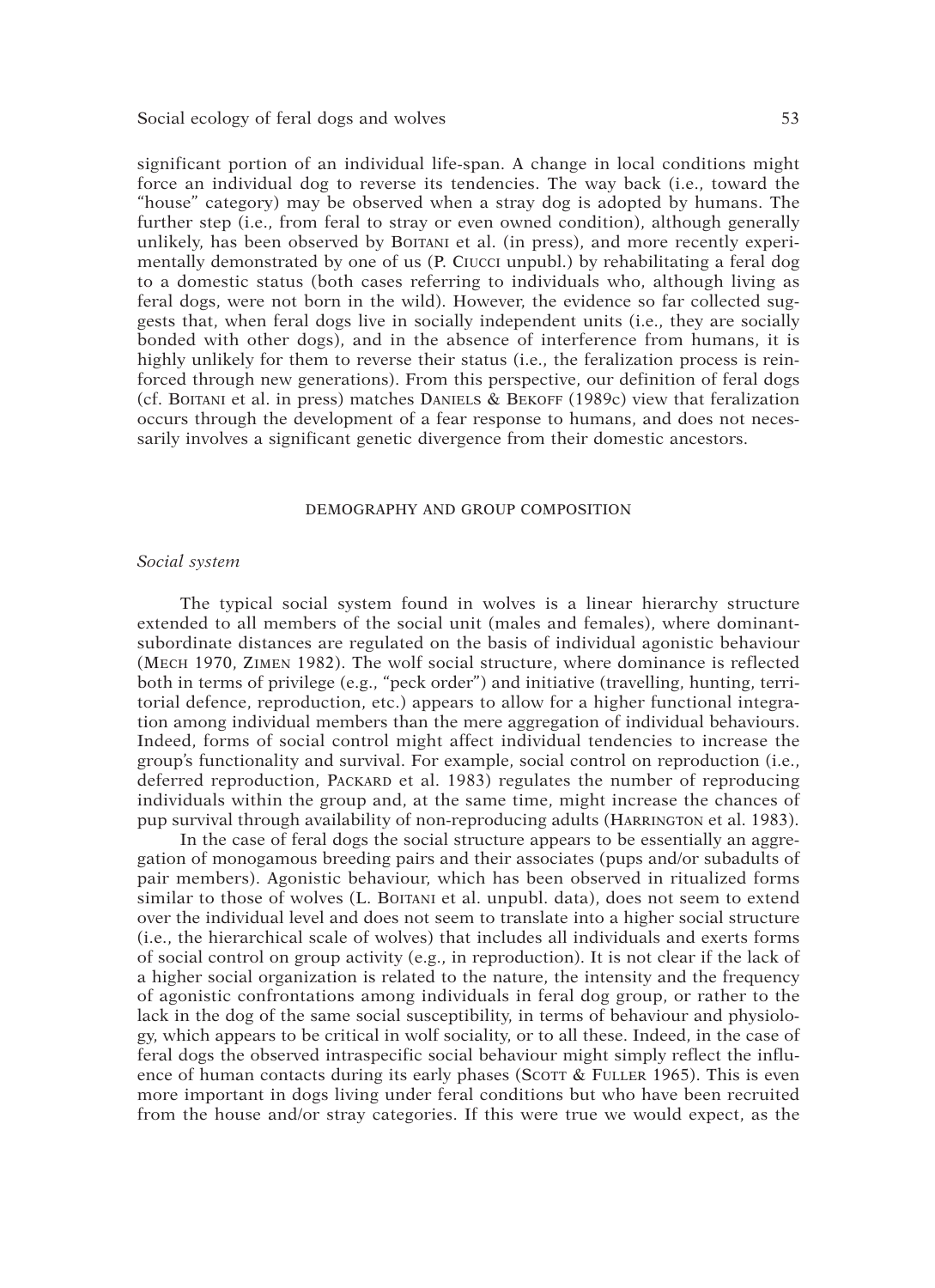significant portion of an individual life-span. A change in local conditions might force an individual dog to reverse its tendencies. The way back (i.e., toward the "house" category) may be observed when a stray dog is adopted by humans. The further step (i.e., from feral to stray or even owned condition), although generally unlikely, has been observed by Boitani et al. (in press), and more recently experimentally demonstrated by one of us (P. Ciucci unpubl.) by rehabilitating a feral dog to a domestic status (both cases referring to individuals who, although living as feral dogs, were not born in the wild). However, the evidence so far collected suggests that, when feral dogs live in socially independent units (i.e., they are socially bonded with other dogs), and in the absence of interference from humans, it is highly unlikely for them to reverse their status (i.e., the feralization process is reinforced through new generations). From this perspective, our definition of feral dogs (cf. Boitani et al. in press) matches Daniels & Bekoff (1989c) view that feralization occurs through the development of a fear response to humans, and does not necessarily involves a significant genetic divergence from their domestic ancestors.

## DEMOGRAPHY AND GROUP COMPOSITION

### *Social system*

The typical social system found in wolves is a linear hierarchy structure extended to all members of the social unit (males and females), where dominant-subordinate distances are regulated on the basis of individual agonistic behaviour (Mech 1970, Zimen 1982). The wolf social structure, where dominance is reflected both in terms of privilege (e.g., "peck order") and initiative (travelling, hunting, territorial defence, reproduction, etc.) appears to allow for a higher functional integration among individual members than the mere aggregation of individual behaviours. Indeed, forms of social control might affect individual tendencies to increase the group's functionality and survival. For example, social control on reproduction (i.e., deferred reproduction, Packard et al. 1983) regulates the number of reproducing individuals within the group and, at the same time, might increase the chances of pup survival through availability of non-reproducing adults (Harrington et al. 1983).

In the case of feral dogs the social structure appears to be essentially an aggregation of monogamous breeding pairs and their associates (pups and/or subadults of pair members). Agonistic behaviour, which has been observed in ritualized forms similar to those of wolves (L. Boitani et al. unpubl. data), does not seem to extend over the individual level and does not seem to translate into a higher social structure (i.e., the hierarchical scale of wolves) that includes all individuals and exerts forms of social control on group activity (e.g., in reproduction). It is not clear if the lack of a higher social organization is related to the nature, the intensity and the frequency of agonistic confrontations among individuals in feral dog group, or rather to the lack in the dog of the same social susceptibility, in terms of behaviour and physiology, which appears to be critical in wolf sociality, or to all these. Indeed, in the case of feral dogs the observed intraspecific social behaviour might simply reflect the influence of human contacts during its early phases (Scott & Fuller 1965). This is even more important in dogs living under feral conditions but who have been recruited from the house and/or stray categories. If this were true we would expect, as the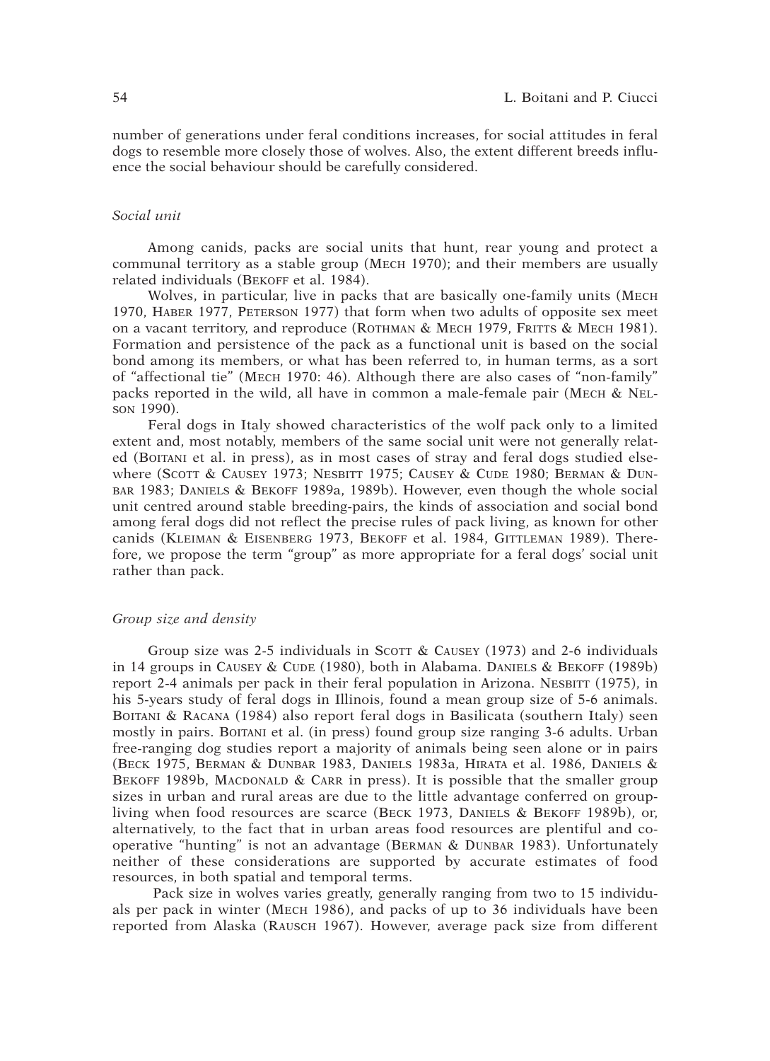number of generations under feral conditions increases, for social attitudes in feral dogs to resemble more closely those of wolves. Also, the extent different breeds influence the social behaviour should be carefully considered.

### *Social unit*

Among canids, packs are social units that hunt, rear young and protect a communal territory as a stable group (MECH 1970); and their members are usually related individuals (BEKOFF et al. 1984).

Wolves, in particular, live in packs that are basically one-family units (MECH 1970, HABER 1977, PETERSON 1977) that form when two adults of opposite sex meet on a vacant territory, and reproduce (ROTHMAN & MECH 1979, FRITTS & MECH 1981). Formation and persistence of the pack as a functional unit is based on the social bond among its members, or what has been referred to, in human terms, as a sort of "affectional tie" (MECH 1970: 46). Although there are also cases of "non-family" packs reported in the wild, all have in common a male-female pair (MECH & NELSON 1990).

Feral dogs in Italy showed characteristics of the wolf pack only to a limited extent and, most notably, members of the same social unit were not generally related (BOITANI et al. in press), as in most cases of stray and feral dogs studied elsewhere (SCOTT & CAUSEY 1973; NESBITT 1975; CAUSEY & CUDE 1980; BERMAN & DUNBAR 1983; DANIELS & BEKOFF 1989a, 1989b). However, even though the whole social unit centred around stable breeding-pairs, the kinds of association and social bond among feral dogs did not reflect the precise rules of pack living, as known for other canids (KLEIMAN & EISENBERG 1973, BEKOFF et al. 1984, GITTLEMAN 1989). Therefore, we propose the term "group" as more appropriate for a feral dogs' social unit rather than pack.

### *Group size and density*

Group size was 2-5 individuals in SCOTT & CAUSEY (1973) and 2-6 individuals in 14 groups in CAUSEY & CUDE (1980), both in Alabama. DANIELS & BEKOFF (1989b) report 2-4 animals per pack in their feral population in Arizona. NESBITT (1975), in his 5-years study of feral dogs in Illinois, found a mean group size of 5-6 animals. BOITANI & RACANA (1984) also report feral dogs in Basilicata (southern Italy) seen mostly in pairs. BOITANI et al. (in press) found group size ranging 3-6 adults. Urban free-ranging dog studies report a majority of animals being seen alone or in pairs (BECK 1975, BERMAN & DUNBAR 1983, DANIELS 1983a, HIRATA et al. 1986, DANIELS & BEKOFF 1989b, MACDONALD & CARR in press). It is possible that the smaller group sizes in urban and rural areas are due to the little advantage conferred on group-living when food resources are scarce (BECK 1973, DANIELS & BEKOFF 1989b), or, alternatively, to the fact that in urban areas food resources are plentiful and cooperative "hunting" is not an advantage (BERMAN & DUNBAR 1983). Unfortunately neither of these considerations are supported by accurate estimates of food resources, in both spatial and temporal terms.

Pack size in wolves varies greatly, generally ranging from two to 15 individuals per pack in winter (MECH 1986), and packs of up to 36 individuals have been reported from Alaska (RAUSCH 1967). However, average pack size from different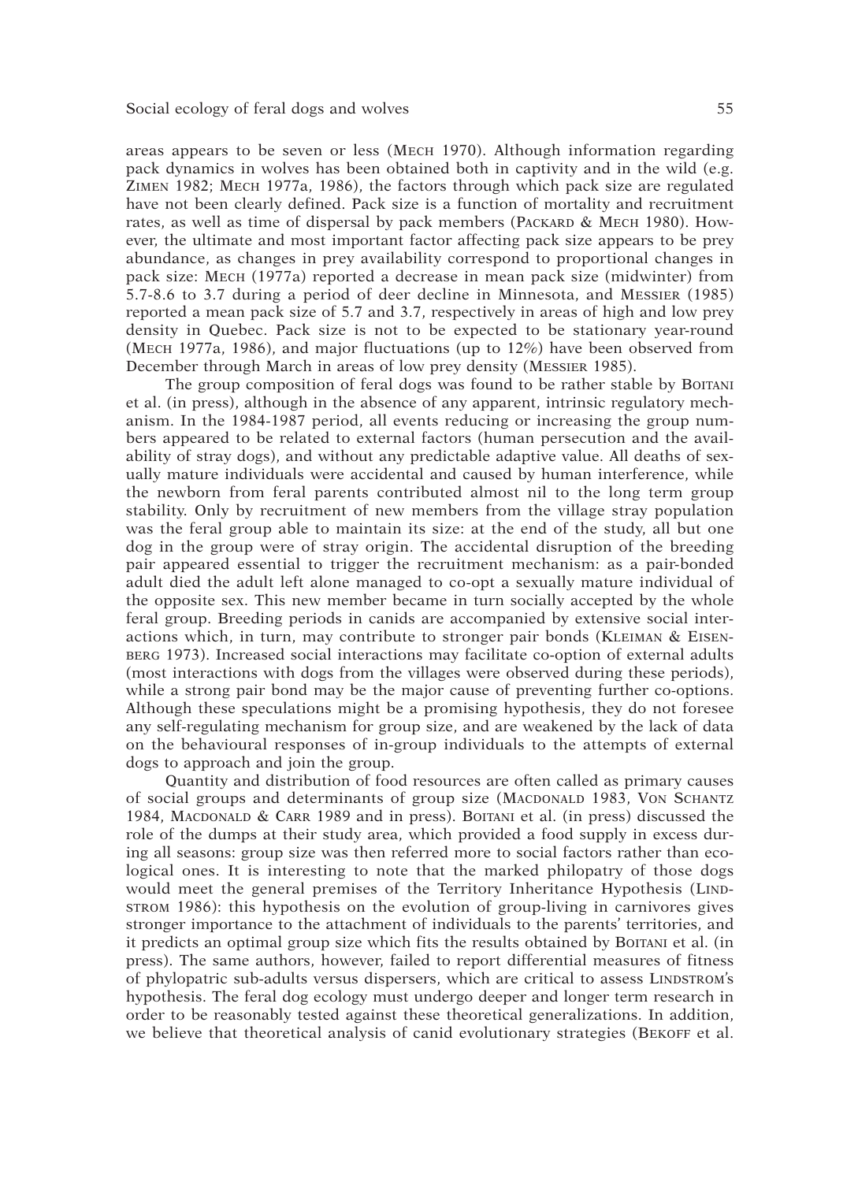areas appears to be seven or less (MECH 1970). Although information regarding pack dynamics in wolves has been obtained both in captivity and in the wild (e.g. ZIMEN 1982; MECH 1977a, 1986), the factors through which pack size are regulated have not been clearly defined. Pack size is a function of mortality and recruitment rates, as well as time of dispersal by pack members (PACKARD & MECH 1980). However, the ultimate and most important factor affecting pack size appears to be prey abundance, as changes in prey availability correspond to proportional changes in pack size: MECH (1977a) reported a decrease in mean pack size (midwinter) from 5.7-8.6 to 3.7 during a period of deer decline in Minnesota, and MESSIER (1985) reported a mean pack size of 5.7 and 3.7, respectively in areas of high and low prey density in Quebec. Pack size is not to be expected to be stationary year-round (MECH 1977a, 1986), and major fluctuations (up to 12%) have been observed from December through March in areas of low prey density (MESSIER 1985).

The group composition of feral dogs was found to be rather stable by BOITANI et al. (in press), although in the absence of any apparent, intrinsic regulatory mechanism. In the 1984-1987 period, all events reducing or increasing the group numbers appeared to be related to external factors (human persecution and the availability of stray dogs), and without any predictable adaptive value. All deaths of sexually mature individuals were accidental and caused by human interference, while the newborn from feral parents contributed almost nil to the long term group stability. Only by recruitment of new members from the village stray population was the feral group able to maintain its size: at the end of the study, all but one dog in the group were of stray origin. The accidental disruption of the breeding pair appeared essential to trigger the recruitment mechanism: as a pair-bonded adult died the adult left alone managed to co-opt a sexually mature individual of the opposite sex. This new member became in turn socially accepted by the whole feral group. Breeding periods in canids are accompanied by extensive social interactions which, in turn, may contribute to stronger pair bonds (KLEIMAN & EISENBERG 1973). Increased social interactions may facilitate co-option of external adults (most interactions with dogs from the villages were observed during these periods), while a strong pair bond may be the major cause of preventing further co-options. Although these speculations might be a promising hypothesis, they do not foresee any self-regulating mechanism for group size, and are weakened by the lack of data on the behavioural responses of in-group individuals to the attempts of external dogs to approach and join the group.

Quantity and distribution of food resources are often called as primary causes of social groups and determinants of group size (MACDONALD 1983, VON SCHANTZ 1984, MACDONALD & CARR 1989 and in press). BOITANI et al. (in press) discussed the role of the dumps at their study area, which provided a food supply in excess during all seasons: group size was then referred more to social factors rather than ecological ones. It is interesting to note that the marked philopatry of those dogs would meet the general premises of the Territory Inheritance Hypothesis (LINDSTROM 1986): this hypothesis on the evolution of group-living in carnivores gives stronger importance to the attachment of individuals to the parents' territories, and it predicts an optimal group size which fits the results obtained by BOITANI et al. (in press). The same authors, however, failed to report differential measures of fitness of phylopatric sub-adults versus dispersers, which are critical to assess LINDSTROM's hypothesis. The feral dog ecology must undergo deeper and longer term research in order to be reasonably tested against these theoretical generalizations. In addition, we believe that theoretical analysis of canid evolutionary strategies (BEKOFF et al.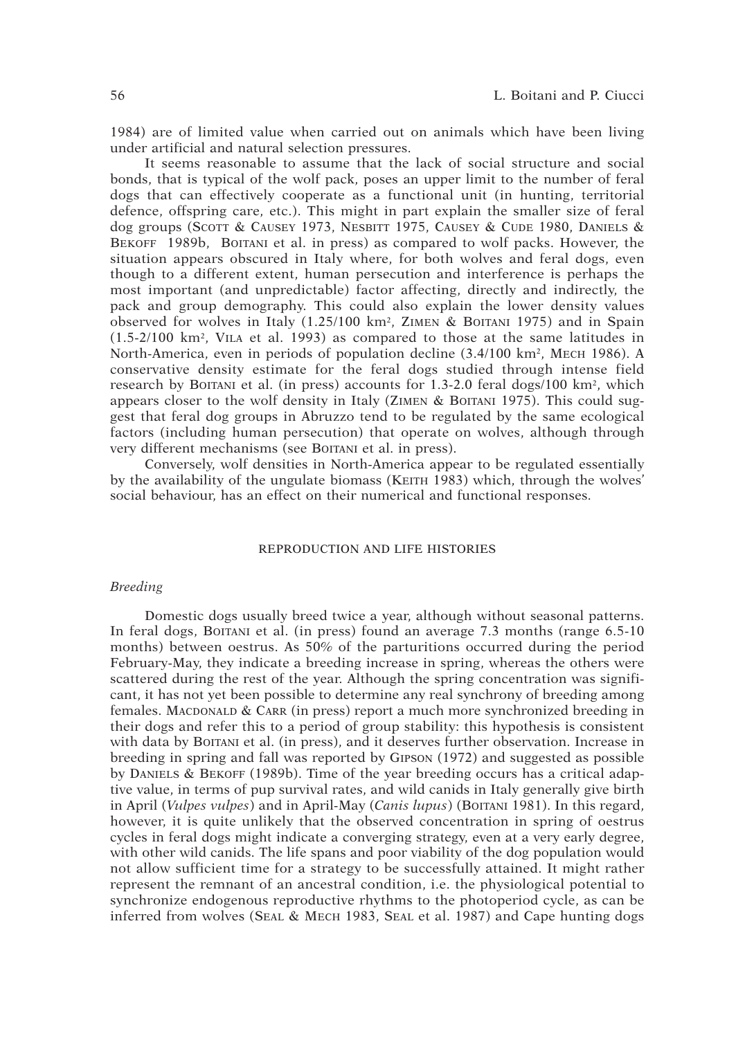1984) are of limited value when carried out on animals which have been living under artificial and natural selection pressures.

It seems reasonable to assume that the lack of social structure and social bonds, that is typical of the wolf pack, poses an upper limit to the number of feral dogs that can effectively cooperate as a functional unit (in hunting, territorial defence, offspring care, etc.). This might in part explain the smaller size of feral dog groups (Scott & Causey 1973, Nesbitt 1975, Causey & Cude 1980, Daniels & Bekoff 1989b, Boitani et al. in press) as compared to wolf packs. However, the situation appears obscured in Italy where, for both wolves and feral dogs, even though to a different extent, human persecution and interference is perhaps the most important (and unpredictable) factor affecting, directly and indirectly, the pack and group demography. This could also explain the lower density values observed for wolves in Italy (1.25/100 km², Zimen & Boitani 1975) and in Spain (1.5-2/100 km², Vila et al. 1993) as compared to those at the same latitudes in North-America, even in periods of population decline (3.4/100 km², Mech 1986). A conservative density estimate for the feral dogs studied through intense field research by Boitani et al. (in press) accounts for 1.3-2.0 feral dogs/100 km², which appears closer to the wolf density in Italy (Zimen & Boitani 1975). This could suggest that feral dog groups in Abruzzo tend to be regulated by the same ecological factors (including human persecution) that operate on wolves, although through very different mechanisms (see Boitani et al. in press).

Conversely, wolf densities in North-America appear to be regulated essentially by the availability of the ungulate biomass (Keith 1983) which, through the wolves' social behaviour, has an effect on their numerical and functional responses.

## REPRODUCTION AND LIFE HISTORIES

### *Breeding*

Domestic dogs usually breed twice a year, although without seasonal patterns. In feral dogs, Boitani et al. (in press) found an average 7.3 months (range 6.5-10 months) between oestrus. As 50% of the parturitions occurred during the period February-May, they indicate a breeding increase in spring, whereas the others were scattered during the rest of the year. Although the spring concentration was significant, it has not yet been possible to determine any real synchrony of breeding among females. Macdonald & Carr (in press) report a much more synchronized breeding in their dogs and refer this to a period of group stability: this hypothesis is consistent with data by Boitani et al. (in press), and it deserves further observation. Increase in breeding in spring and fall was reported by Gipson (1972) and suggested as possible by Daniels & Bekoff (1989b). Time of the year breeding occurs has a critical adaptive value, in terms of pup survival rates, and wild canids in Italy generally give birth in April (*Vulpes vulpes*) and in April-May (*Canis lupus*) (Boitani 1981). In this regard, however, it is quite unlikely that the observed concentration in spring of oestrus cycles in feral dogs might indicate a converging strategy, even at a very early degree, with other wild canids. The life spans and poor viability of the dog population would not allow sufficient time for a strategy to be successfully attained. It might rather represent the remnant of an ancestral condition, i.e. the physiological potential to synchronize endogenous reproductive rhythms to the photoperiod cycle, as can be inferred from wolves (Seal & Mech 1983, Seal et al. 1987) and Cape hunting dogs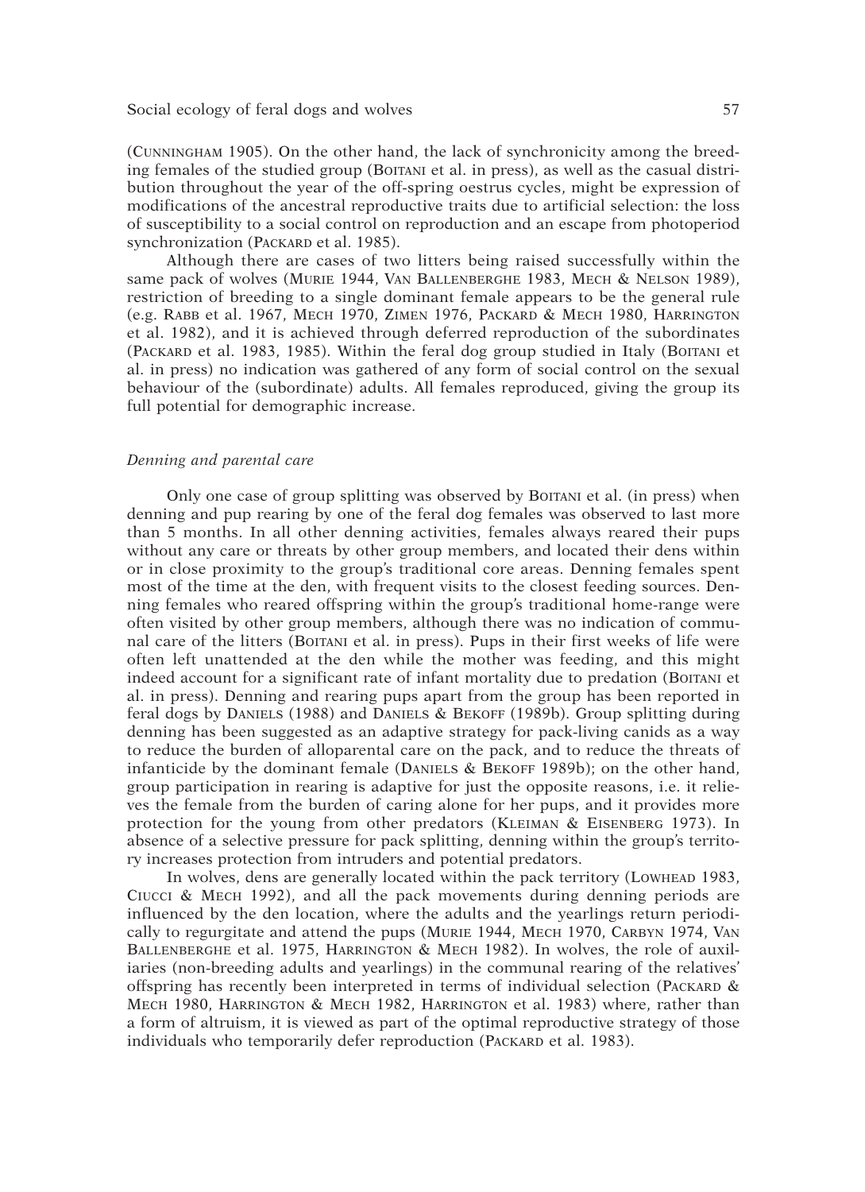(Cunningham 1905). On the other hand, the lack of synchronicity among the breeding females of the studied group (Boitani et al. in press), as well as the casual distribution throughout the year of the off-spring oestrus cycles, might be expression of modifications of the ancestral reproductive traits due to artificial selection: the loss of susceptibility to a social control on reproduction and an escape from photoperiod synchronization (Packard et al. 1985).

Although there are cases of two litters being raised successfully within the same pack of wolves (Murie 1944, Van Ballenberghe 1983, Mech & Nelson 1989), restriction of breeding to a single dominant female appears to be the general rule (e.g. Rabb et al. 1967, Mech 1970, Zimen 1976, Packard & Mech 1980, Harrington et al. 1982), and it is achieved through deferred reproduction of the subordinates (Packard et al. 1983, 1985). Within the feral dog group studied in Italy (Boitani et al. in press) no indication was gathered of any form of social control on the sexual behaviour of the (subordinate) adults. All females reproduced, giving the group its full potential for demographic increase.

### *Denning and parental care*

Only one case of group splitting was observed by Boitani et al. (in press) when denning and pup rearing by one of the feral dog females was observed to last more than 5 months. In all other denning activities, females always reared their pups without any care or threats by other group members, and located their dens within or in close proximity to the group's traditional core areas. Denning females spent most of the time at the den, with frequent visits to the closest feeding sources. Denning females who reared offspring within the group's traditional home-range were often visited by other group members, although there was no indication of communal care of the litters (Boitani et al. in press). Pups in their first weeks of life were often left unattended at the den while the mother was feeding, and this might indeed account for a significant rate of infant mortality due to predation (Boitani et al. in press). Denning and rearing pups apart from the group has been reported in feral dogs by Daniels (1988) and Daniels & Bekoff (1989b). Group splitting during denning has been suggested as an adaptive strategy for pack-living canids as a way to reduce the burden of alloparental care on the pack, and to reduce the threats of infanticide by the dominant female (Daniels & Bekoff 1989b); on the other hand, group participation in rearing is adaptive for just the opposite reasons, i.e. it relieves the female from the burden of caring alone for her pups, and it provides more protection for the young from other predators (Kleiman & Eisenberg 1973). In absence of a selective pressure for pack splitting, denning within the group's territory increases protection from intruders and potential predators.

In wolves, dens are generally located within the pack territory (Lowhead 1983, Ciucci & Mech 1992), and all the pack movements during denning periods are influenced by the den location, where the adults and the yearlings return periodically to regurgitate and attend the pups (Murie 1944, Mech 1970, Carbyn 1974, Van Ballenberghe et al. 1975, Harrington & Mech 1982). In wolves, the role of auxiliaries (non-breeding adults and yearlings) in the communal rearing of the relatives' offspring has recently been interpreted in terms of individual selection (Packard & Mech 1980, Harrington & Mech 1982, Harrington et al. 1983) where, rather than a form of altruism, it is viewed as part of the optimal reproductive strategy of those individuals who temporarily defer reproduction (Packard et al. 1983).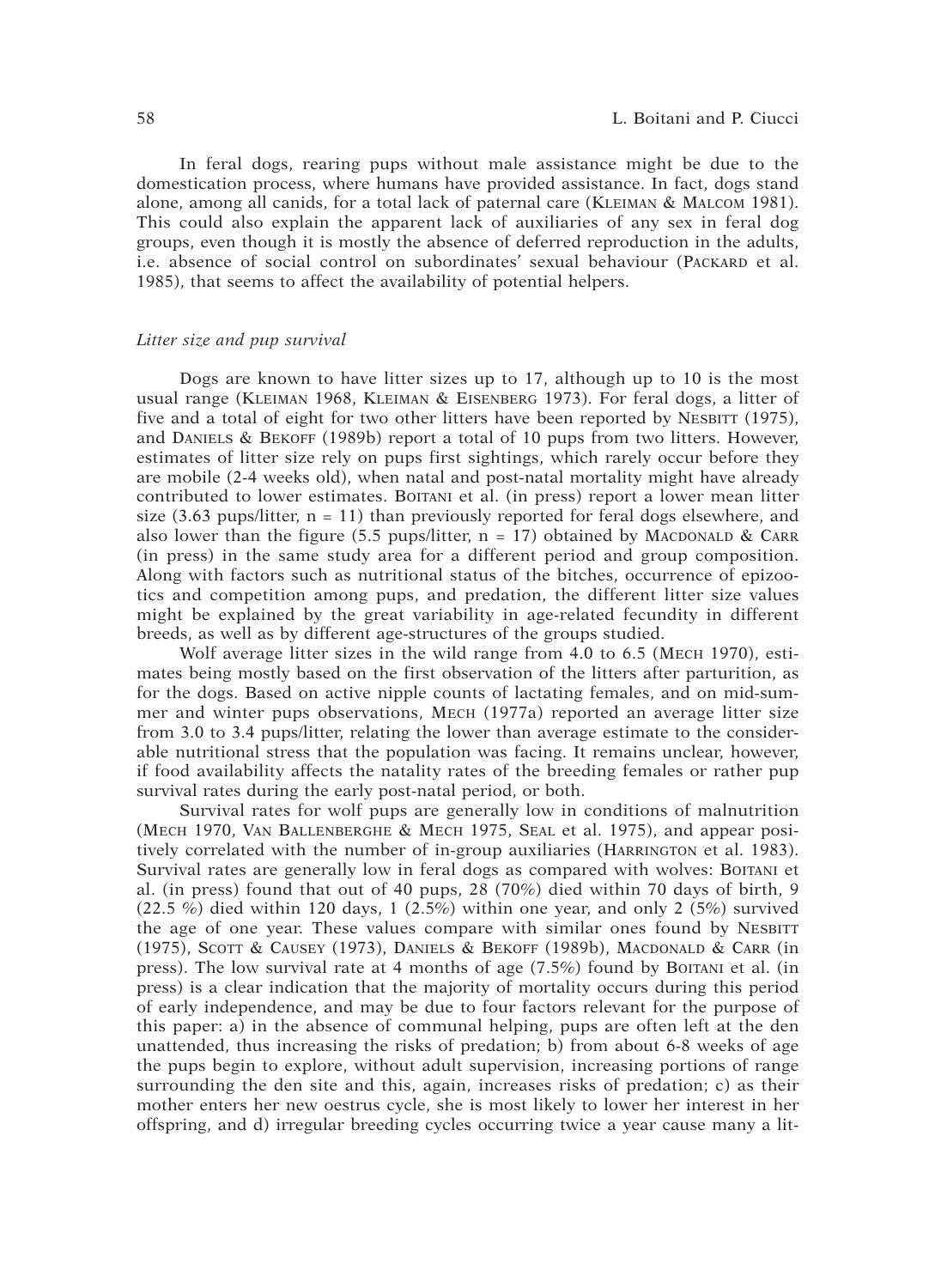In feral dogs, rearing pups without male assistance might be due to the domestication process, where humans have provided assistance. In fact, dogs stand alone, among all canids, for a total lack of paternal care (Kleiman & Malcom 1981). This could also explain the apparent lack of auxiliaries of any sex in feral dog groups, even though it is mostly the absence of deferred reproduction in the adults, i.e. absence of social control on subordinates' sexual behaviour (Packard et al. 1985), that seems to affect the availability of potential helpers.

### *Litter size and pup survival*

Dogs are known to have litter sizes up to 17, although up to 10 is the most usual range (Kleiman 1968, Kleiman & Eisenberg 1973). For feral dogs, a litter of five and a total of eight for two other litters have been reported by Nesbitt (1975), and Daniels & Bekoff (1989b) report a total of 10 pups from two litters. However, estimates of litter size rely on pups first sightings, which rarely occur before they are mobile (2-4 weeks old), when natal and post-natal mortality might have already contributed to lower estimates. Boitani et al. (in press) report a lower mean litter size (3.63 pups/litter, n = 11) than previously reported for feral dogs elsewhere, and also lower than the figure (5.5 pups/litter, n = 17) obtained by Macdonald & Carr (in press) in the same study area for a different period and group composition. Along with factors such as nutritional status of the bitches, occurrence of epizootics and competition among pups, and predation, the different litter size values might be explained by the great variability in age-related fecundity in different breeds, as well as by different age-structures of the groups studied.

Wolf average litter sizes in the wild range from 4.0 to 6.5 (Mech 1970), estimates being mostly based on the first observation of the litters after parturition, as for the dogs. Based on active nipple counts of lactating females, and on mid-summer and winter pups observations, Mech (1977a) reported an average litter size from 3.0 to 3.4 pups/litter, relating the lower than average estimate to the considerable nutritional stress that the population was facing. It remains unclear, however, if food availability affects the natality rates of the breeding females or rather pup survival rates during the early post-natal period, or both.

Survival rates for wolf pups are generally low in conditions of malnutrition (Mech 1970, Van Ballenberghe & Mech 1975, Seal et al. 1975), and appear positively correlated with the number of in-group auxiliaries (Harrington et al. 1983). Survival rates are generally low in feral dogs as compared with wolves: Boitani et al. (in press) found that out of 40 pups, 28 (70%) died within 70 days of birth, 9 (22.5 %) died within 120 days, 1 (2.5%) within one year, and only 2 (5%) survived the age of one year. These values compare with similar ones found by Nesbitt (1975), Scott & Causey (1973), Daniels & Bekoff (1989b), Macdonald & Carr (in press). The low survival rate at 4 months of age (7.5%) found by Boitani et al. (in press) is a clear indication that the majority of mortality occurs during this period of early independence, and may be due to four factors relevant for the purpose of this paper: a) in the absence of communal helping, pups are often left at the den unattended, thus increasing the risks of predation; b) from about 6-8 weeks of age the pups begin to explore, without adult supervision, increasing portions of range surrounding the den site and this, again, increases risks of predation; c) as their mother enters her new oestrus cycle, she is most likely to lower her interest in her offspring, and d) irregular breeding cycles occurring twice a year cause many a lit-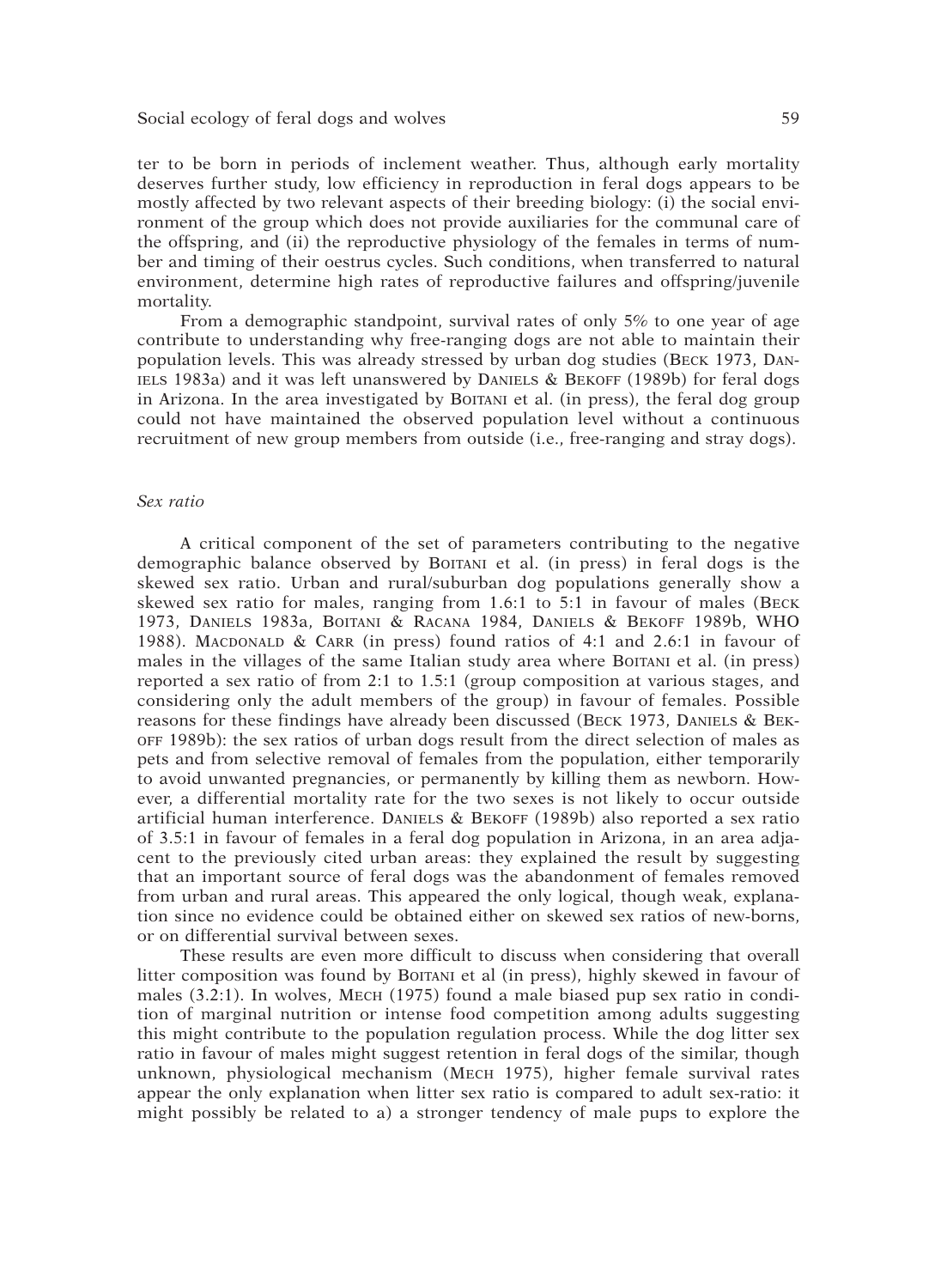ter to be born in periods of inclement weather. Thus, although early mortality deserves further study, low efficiency in reproduction in feral dogs appears to be mostly affected by two relevant aspects of their breeding biology: (i) the social environment of the group which does not provide auxiliaries for the communal care of the offspring, and (ii) the reproductive physiology of the females in terms of number and timing of their oestrus cycles. Such conditions, when transferred to natural environment, determine high rates of reproductive failures and offspring/juvenile mortality.

From a demographic standpoint, survival rates of only 5% to one year of age contribute to understanding why free-ranging dogs are not able to maintain their population levels. This was already stressed by urban dog studies (Beck 1973, Daniels 1983a) and it was left unanswered by Daniels & Bekoff (1989b) for feral dogs in Arizona. In the area investigated by Boitani et al. (in press), the feral dog group could not have maintained the observed population level without a continuous recruitment of new group members from outside (i.e., free-ranging and stray dogs).

### *Sex ratio*

A critical component of the set of parameters contributing to the negative demographic balance observed by Boitani et al. (in press) in feral dogs is the skewed sex ratio. Urban and rural/suburban dog populations generally show a skewed sex ratio for males, ranging from 1.6:1 to 5:1 in favour of males (Beck 1973, Daniels 1983a, Boitani & Racana 1984, Daniels & Bekoff 1989b, WHO 1988). Macdonald & Carr (in press) found ratios of 4:1 and 2.6:1 in favour of males in the villages of the same Italian study area where Boitani et al. (in press) reported a sex ratio of from 2:1 to 1.5:1 (group composition at various stages, and considering only the adult members of the group) in favour of females. Possible reasons for these findings have already been discussed (Beck 1973, Daniels & Bekoff 1989b): the sex ratios of urban dogs result from the direct selection of males as pets and from selective removal of females from the population, either temporarily to avoid unwanted pregnancies, or permanently by killing them as newborn. However, a differential mortality rate for the two sexes is not likely to occur outside artificial human interference. Daniels & Bekoff (1989b) also reported a sex ratio of 3.5:1 in favour of females in a feral dog population in Arizona, in an area adjacent to the previously cited urban areas: they explained the result by suggesting that an important source of feral dogs was the abandonment of females removed from urban and rural areas. This appeared the only logical, though weak, explanation since no evidence could be obtained either on skewed sex ratios of new-borns, or on differential survival between sexes.

These results are even more difficult to discuss when considering that overall litter composition was found by Boitani et al (in press), highly skewed in favour of males (3.2:1). In wolves, Mech (1975) found a male biased pup sex ratio in condition of marginal nutrition or intense food competition among adults suggesting this might contribute to the population regulation process. While the dog litter sex ratio in favour of males might suggest retention in feral dogs of the similar, though unknown, physiological mechanism (Mech 1975), higher female survival rates appear the only explanation when litter sex ratio is compared to adult sex-ratio: it might possibly be related to a) a stronger tendency of male pups to explore the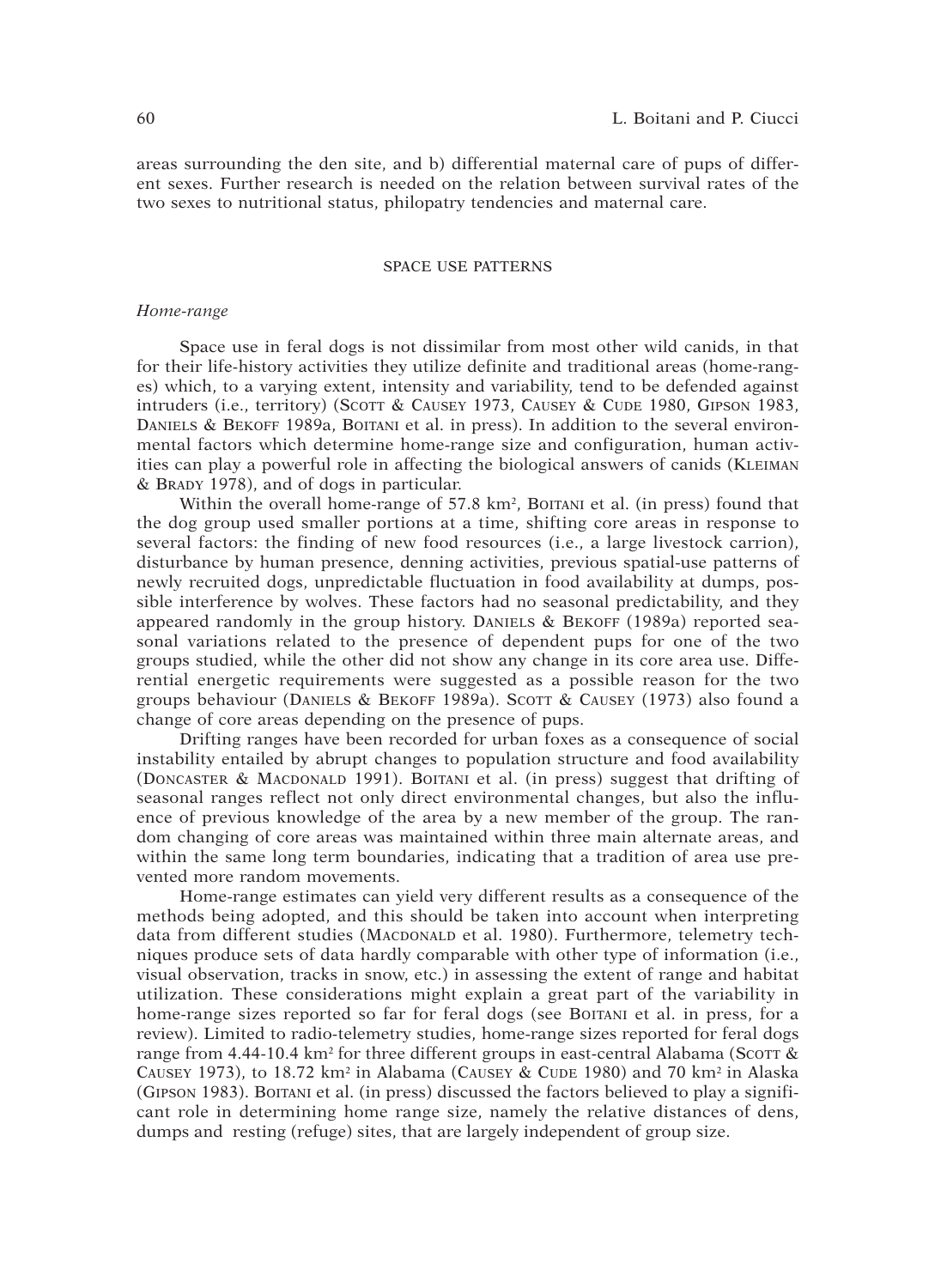areas surrounding the den site, and b) differential maternal care of pups of different sexes. Further research is needed on the relation between survival rates of the two sexes to nutritional status, philopatry tendencies and maternal care.

## SPACE USE PATTERNS

### *Home-range*

Space use in feral dogs is not dissimilar from most other wild canids, in that for their life-history activities they utilize definite and traditional areas (home-ranges) which, to a varying extent, intensity and variability, tend to be defended against intruders (i.e., territory) (Scott & Causey 1973, Causey & Cude 1980, Gipson 1983, Daniels & Bekoff 1989a, Boitani et al. in press). In addition to the several environmental factors which determine home-range size and configuration, human activities can play a powerful role in affecting the biological answers of canids (Kleiman & Brady 1978), and of dogs in particular.

Within the overall home-range of 57.8 km$^2$, Boitani et al. (in press) found that the dog group used smaller portions at a time, shifting core areas in response to several factors: the finding of new food resources (i.e., a large livestock carrion), disturbance by human presence, denning activities, previous spatial-use patterns of newly recruited dogs, unpredictable fluctuation in food availability at dumps, possible interference by wolves. These factors had no seasonal predictability, and they appeared randomly in the group history. Daniels & Bekoff (1989a) reported seasonal variations related to the presence of dependent pups for one of the two groups studied, while the other did not show any change in its core area use. Differential energetic requirements were suggested as a possible reason for the two groups behaviour (Daniels & Bekoff 1989a). Scott & Causey (1973) also found a change of core areas depending on the presence of pups.

Drifting ranges have been recorded for urban foxes as a consequence of social instability entailed by abrupt changes to population structure and food availability (Doncaster & Macdonald 1991). Boitani et al. (in press) suggest that drifting of seasonal ranges reflect not only direct environmental changes, but also the influence of previous knowledge of the area by a new member of the group. The random changing of core areas was maintained within three main alternate areas, and within the same long term boundaries, indicating that a tradition of area use prevented more random movements.

Home-range estimates can yield very different results as a consequence of the methods being adopted, and this should be taken into account when interpreting data from different studies (Macdonald et al. 1980). Furthermore, telemetry techniques produce sets of data hardly comparable with other type of information (i.e., visual observation, tracks in snow, etc.) in assessing the extent of range and habitat utilization. These considerations might explain a great part of the variability in home-range sizes reported so far for feral dogs (see Boitani et al. in press, for a review). Limited to radio-telemetry studies, home-range sizes reported for feral dogs range from 4.44-10.4 km$^2$ for three different groups in east-central Alabama (Scott & Causey 1973), to 18.72 km$^2$ in Alabama (Causey & Cude 1980) and 70 km$^2$ in Alaska (Gipson 1983). Boitani et al. (in press) discussed the factors believed to play a significant role in determining home range size, namely the relative distances of dens, dumps and resting (refuge) sites, that are largely independent of group size.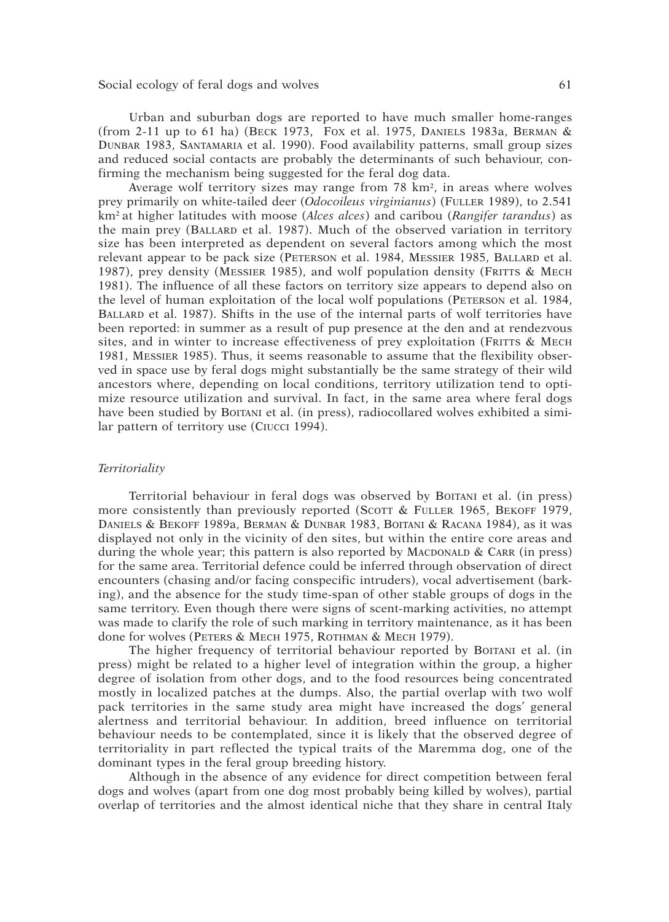Urban and suburban dogs are reported to have much smaller home-ranges (from 2-11 up to 61 ha) (Beck 1973, Fox et al. 1975, Daniels 1983a, Berman & Dunbar 1983, Santamaria et al. 1990). Food availability patterns, small group sizes and reduced social contacts are probably the determinants of such behaviour, confirming the mechanism being suggested for the feral dog data.

Average wolf territory sizes may range from 78 km$^2$, in areas where wolves prey primarily on white-tailed deer (*Odocoileus virginianus*) (Fuller 1989), to 2.541 km$^2$ at higher latitudes with moose (*Alces alces*) and caribou (*Rangifer tarandus*) as the main prey (Ballard et al. 1987). Much of the observed variation in territory size has been interpreted as dependent on several factors among which the most relevant appear to be pack size (Peterson et al. 1984, Messier 1985, Ballard et al. 1987), prey density (Messier 1985), and wolf population density (Fritts & Mech 1981). The influence of all these factors on territory size appears to depend also on the level of human exploitation of the local wolf populations (Peterson et al. 1984, Ballard et al. 1987). Shifts in the use of the internal parts of wolf territories have been reported: in summer as a result of pup presence at the den and at rendezvous sites, and in winter to increase effectiveness of prey exploitation (Fritts & Mech 1981, Messier 1985). Thus, it seems reasonable to assume that the flexibility observed in space use by feral dogs might substantially be the same strategy of their wild ancestors where, depending on local conditions, territory utilization tend to optimize resource utilization and survival. In fact, in the same area where feral dogs have been studied by Boitani et al. (in press), radiocollared wolves exhibited a similar pattern of territory use (Ciucci 1994).

### *Territoriality*

Territorial behaviour in feral dogs was observed by Boitani et al. (in press) more consistently than previously reported (Scott & Fuller 1965, Bekoff 1979, Daniels & Bekoff 1989a, Berman & Dunbar 1983, Boitani & Racana 1984), as it was displayed not only in the vicinity of den sites, but within the entire core areas and during the whole year; this pattern is also reported by Macdonald & Carr (in press) for the same area. Territorial defence could be inferred through observation of direct encounters (chasing and/or facing conspecific intruders), vocal advertisement (barking), and the absence for the study time-span of other stable groups of dogs in the same territory. Even though there were signs of scent-marking activities, no attempt was made to clarify the role of such marking in territory maintenance, as it has been done for wolves (Peters & Mech 1975, Rothman & Mech 1979).

The higher frequency of territorial behaviour reported by Boitani et al. (in press) might be related to a higher level of integration within the group, a higher degree of isolation from other dogs, and to the food resources being concentrated mostly in localized patches at the dumps. Also, the partial overlap with two wolf pack territories in the same study area might have increased the dogs' general alertness and territorial behaviour. In addition, breed influence on territorial behaviour needs to be contemplated, since it is likely that the observed degree of territoriality in part reflected the typical traits of the Maremma dog, one of the dominant types in the feral group breeding history.

Although in the absence of any evidence for direct competition between feral dogs and wolves (apart from one dog most probably being killed by wolves), partial overlap of territories and the almost identical niche that they share in central Italy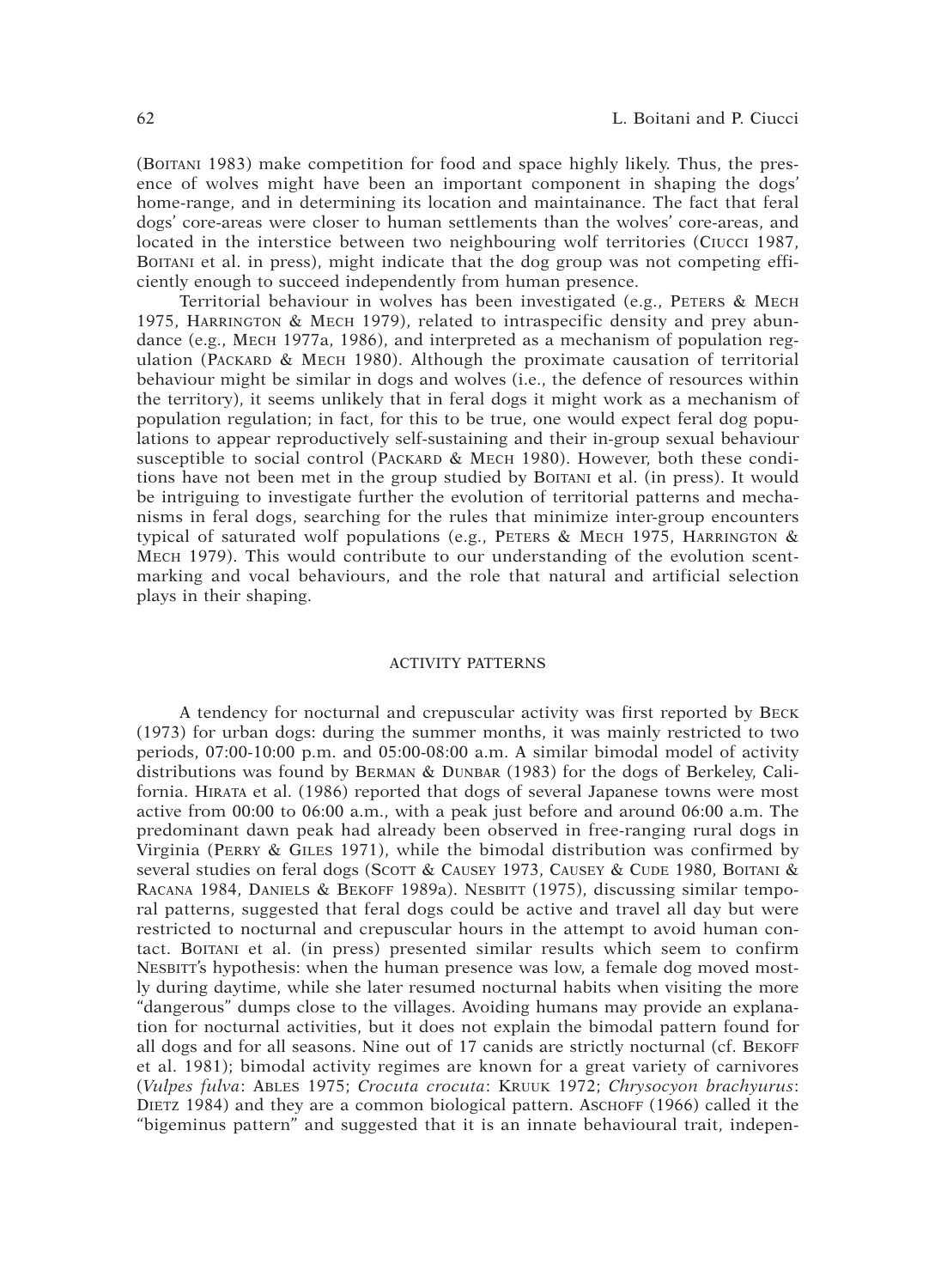(Boitani 1983) make competition for food and space highly likely. Thus, the presence of wolves might have been an important component in shaping the dogs' home-range, and in determining its location and maintainance. The fact that feral dogs' core-areas were closer to human settlements than the wolves' core-areas, and located in the interstice between two neighbouring wolf territories (Ciucci 1987, Boitani et al. in press), might indicate that the dog group was not competing efficiently enough to succeed independently from human presence.

Territorial behaviour in wolves has been investigated (e.g., Peters & Mech 1975, Harrington & Mech 1979), related to intraspecific density and prey abundance (e.g., Mech 1977a, 1986), and interpreted as a mechanism of population regulation (Packard & Mech 1980). Although the proximate causation of territorial behaviour might be similar in dogs and wolves (i.e., the defence of resources within the territory), it seems unlikely that in feral dogs it might work as a mechanism of population regulation; in fact, for this to be true, one would expect feral dog populations to appear reproductively self-sustaining and their in-group sexual behaviour susceptible to social control (Packard & Mech 1980). However, both these conditions have not been met in the group studied by Boitani et al. (in press). It would be intriguing to investigate further the evolution of territorial patterns and mechanisms in feral dogs, searching for the rules that minimize inter-group encounters typical of saturated wolf populations (e.g., Peters & Mech 1975, Harrington & Mech 1979). This would contribute to our understanding of the evolution scent-marking and vocal behaviours, and the role that natural and artificial selection plays in their shaping.

## ACTIVITY PATTERNS

A tendency for nocturnal and crepuscular activity was first reported by Beck (1973) for urban dogs: during the summer months, it was mainly restricted to two periods, 07:00-10:00 p.m. and 05:00-08:00 a.m. A similar bimodal model of activity distributions was found by Berman & Dunbar (1983) for the dogs of Berkeley, California. Hirata et al. (1986) reported that dogs of several Japanese towns were most active from 00:00 to 06:00 a.m., with a peak just before and around 06:00 a.m. The predominant dawn peak had already been observed in free-ranging rural dogs in Virginia (Perry & Giles 1971), while the bimodal distribution was confirmed by several studies on feral dogs (Scott & Causey 1973, Causey & Cude 1980, Boitani & Racana 1984, Daniels & Bekoff 1989a). Nesbitt (1975), discussing similar temporal patterns, suggested that feral dogs could be active and travel all day but were restricted to nocturnal and crepuscular hours in the attempt to avoid human contact. Boitani et al. (in press) presented similar results which seem to confirm Nesbitt's hypothesis: when the human presence was low, a female dog moved mostly during daytime, while she later resumed nocturnal habits when visiting the more "dangerous" dumps close to the villages. Avoiding humans may provide an explanation for nocturnal activities, but it does not explain the bimodal pattern found for all dogs and for all seasons. Nine out of 17 canids are strictly nocturnal (cf. Bekoff et al. 1981); bimodal activity regimes are known for a great variety of carnivores (*Vulpes fulva*: Ables 1975; *Crocuta crocuta*: Kruuk 1972; *Chrysocyon brachyurus*: Dietz 1984) and they are a common biological pattern. Aschoff (1966) called it the "bigeminus pattern" and suggested that it is an innate behavioural trait, indepen-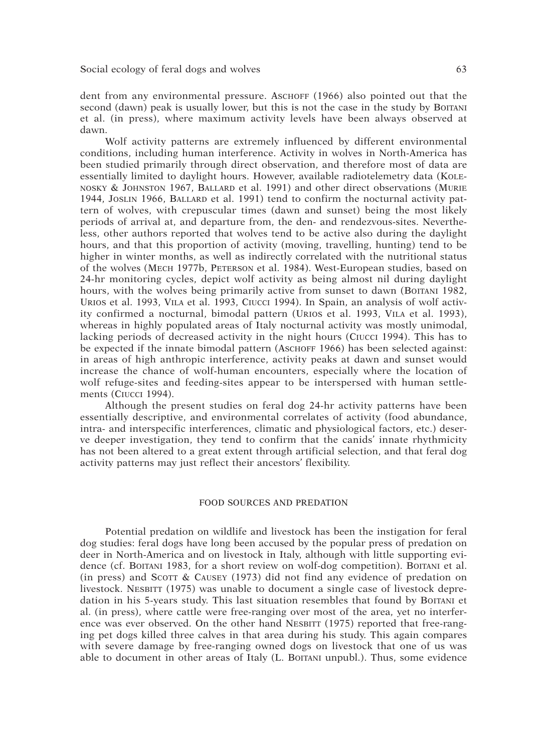dent from any environmental pressure. Aschoff (1966) also pointed out that the second (dawn) peak is usually lower, but this is not the case in the study by Boitani et al. (in press), where maximum activity levels have been always observed at dawn.

Wolf activity patterns are extremely influenced by different environmental conditions, including human interference. Activity in wolves in North-America has been studied primarily through direct observation, and therefore most of data are essentially limited to daylight hours. However, available radiotelemetry data (Kolenosky & Johnston 1967, Ballard et al. 1991) and other direct observations (Murie 1944, Joslin 1966, Ballard et al. 1991) tend to confirm the nocturnal activity pattern of wolves, with crepuscular times (dawn and sunset) being the most likely periods of arrival at, and departure from, the den- and rendezvous-sites. Nevertheless, other authors reported that wolves tend to be active also during the daylight hours, and that this proportion of activity (moving, travelling, hunting) tend to be higher in winter months, as well as indirectly correlated with the nutritional status of the wolves (Mech 1977b, Peterson et al. 1984). West-European studies, based on 24-hr monitoring cycles, depict wolf activity as being almost nil during daylight hours, with the wolves being primarily active from sunset to dawn (Boitani 1982, Urios et al. 1993, Vila et al. 1993, Ciucci 1994). In Spain, an analysis of wolf activity confirmed a nocturnal, bimodal pattern (Urios et al. 1993, Vila et al. 1993), whereas in highly populated areas of Italy nocturnal activity was mostly unimodal, lacking periods of decreased activity in the night hours (Ciucci 1994). This has to be expected if the innate bimodal pattern (Aschoff 1966) has been selected against: in areas of high anthropic interference, activity peaks at dawn and sunset would increase the chance of wolf-human encounters, especially where the location of wolf refuge-sites and feeding-sites appear to be interspersed with human settlements (Ciucci 1994).

Although the present studies on feral dog 24-hr activity patterns have been essentially descriptive, and environmental correlates of activity (food abundance, intra- and interspecific interferences, climatic and physiological factors, etc.) deserve deeper investigation, they tend to confirm that the canids' innate rhythmicity has not been altered to a great extent through artificial selection, and that feral dog activity patterns may just reflect their ancestors' flexibility.

## FOOD SOURCES AND PREDATION

Potential predation on wildlife and livestock has been the instigation for feral dog studies: feral dogs have long been accused by the popular press of predation on deer in North-America and on livestock in Italy, although with little supporting evidence (cf. Boitani 1983, for a short review on wolf-dog competition). Boitani et al. (in press) and Scott & Causey (1973) did not find any evidence of predation on livestock. Nesbitt (1975) was unable to document a single case of livestock depredation in his 5-years study. This last situation resembles that found by Boitani et al. (in press), where cattle were free-ranging over most of the area, yet no interference was ever observed. On the other hand Nesbitt (1975) reported that free-ranging pet dogs killed three calves in that area during his study. This again compares with severe damage by free-ranging owned dogs on livestock that one of us was able to document in other areas of Italy (L. Boitani unpubl.). Thus, some evidence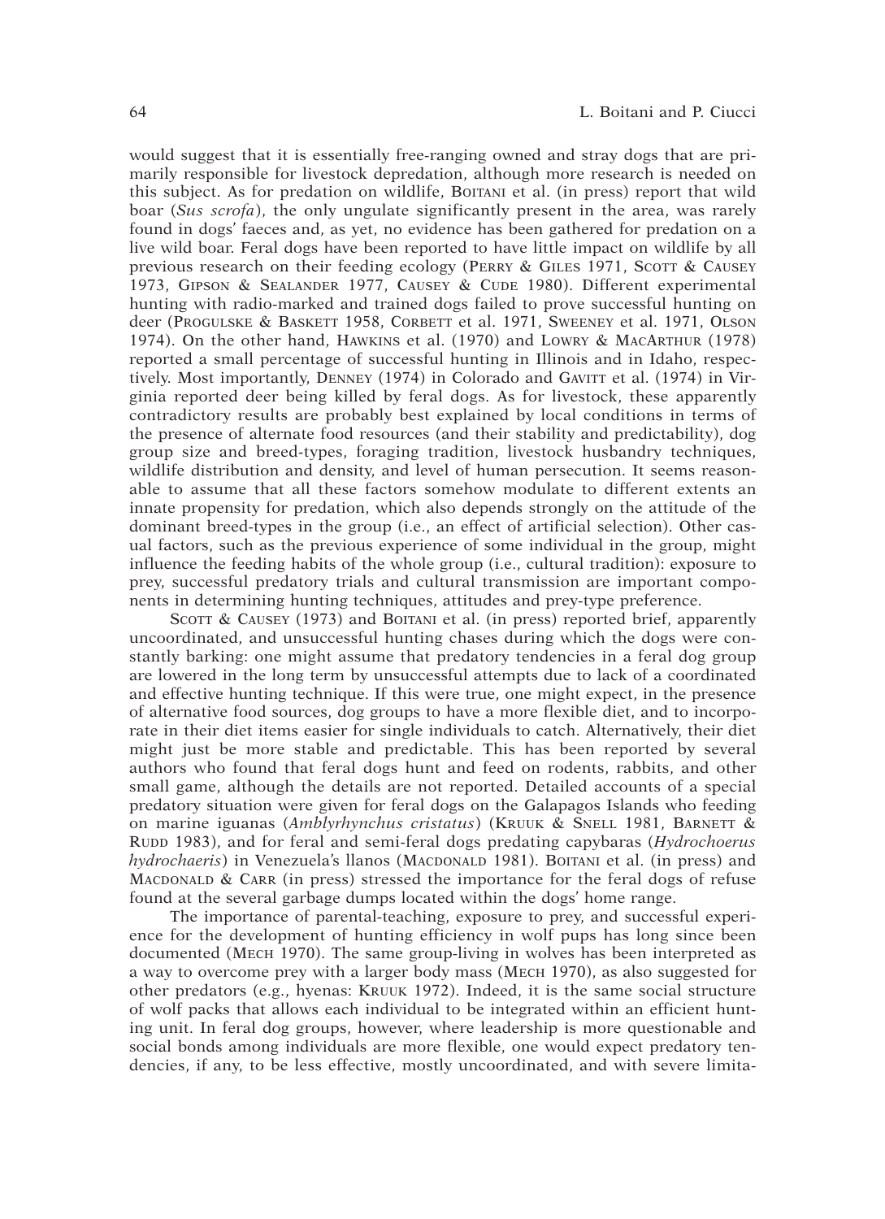would suggest that it is essentially free-ranging owned and stray dogs that are primarily responsible for livestock depredation, although more research is needed on this subject. As for predation on wildlife, Boitani et al. (in press) report that wild boar (*Sus scrofa*), the only ungulate significantly present in the area, was rarely found in dogs' faeces and, as yet, no evidence has been gathered for predation on a live wild boar. Feral dogs have been reported to have little impact on wildlife by all previous research on their feeding ecology (Perry & Giles 1971, Scott & Causey 1973, Gipson & Sealander 1977, Causey & Cude 1980). Different experimental hunting with radio-marked and trained dogs failed to prove successful hunting on deer (Progulske & Baskett 1958, Corbett et al. 1971, Sweeney et al. 1971, Olson 1974). On the other hand, Hawkins et al. (1970) and Lowry & MacArthur (1978) reported a small percentage of successful hunting in Illinois and in Idaho, respectively. Most importantly, Denney (1974) in Colorado and Gavitt et al. (1974) in Virginia reported deer being killed by feral dogs. As for livestock, these apparently contradictory results are probably best explained by local conditions in terms of the presence of alternate food resources (and their stability and predictability), dog group size and breed-types, foraging tradition, livestock husbandry techniques, wildlife distribution and density, and level of human persecution. It seems reasonable to assume that all these factors somehow modulate to different extents an innate propensity for predation, which also depends strongly on the attitude of the dominant breed-types in the group (i.e., an effect of artificial selection). Other casual factors, such as the previous experience of some individual in the group, might influence the feeding habits of the whole group (i.e., cultural tradition): exposure to prey, successful predatory trials and cultural transmission are important components in determining hunting techniques, attitudes and prey-type preference.

Scott & Causey (1973) and Boitani et al. (in press) reported brief, apparently uncoordinated, and unsuccessful hunting chases during which the dogs were constantly barking: one might assume that predatory tendencies in a feral dog group are lowered in the long term by unsuccessful attempts due to lack of a coordinated and effective hunting technique. If this were true, one might expect, in the presence of alternative food sources, dog groups to have a more flexible diet, and to incorporate in their diet items easier for single individuals to catch. Alternatively, their diet might just be more stable and predictable. This has been reported by several authors who found that feral dogs hunt and feed on rodents, rabbits, and other small game, although the details are not reported. Detailed accounts of a special predatory situation were given for feral dogs on the Galapagos Islands who feeding on marine iguanas (*Amblyrhynchus cristatus*) (Kruuk & Snell 1981, Barnett & Rudd 1983), and for feral and semi-feral dogs predating capybaras (*Hydrochoerus hydrochaeris*) in Venezuela's llanos (Macdonald 1981). Boitani et al. (in press) and Macdonald & Carr (in press) stressed the importance for the feral dogs of refuse found at the several garbage dumps located within the dogs' home range.

The importance of parental-teaching, exposure to prey, and successful experience for the development of hunting efficiency in wolf pups has long since been documented (Mech 1970). The same group-living in wolves has been interpreted as a way to overcome prey with a larger body mass (Mech 1970), as also suggested for other predators (e.g., hyenas: Kruuk 1972). Indeed, it is the same social structure of wolf packs that allows each individual to be integrated within an efficient hunting unit. In feral dog groups, however, where leadership is more questionable and social bonds among individuals are more flexible, one would expect predatory tendencies, if any, to be less effective, mostly uncoordinated, and with severe limita-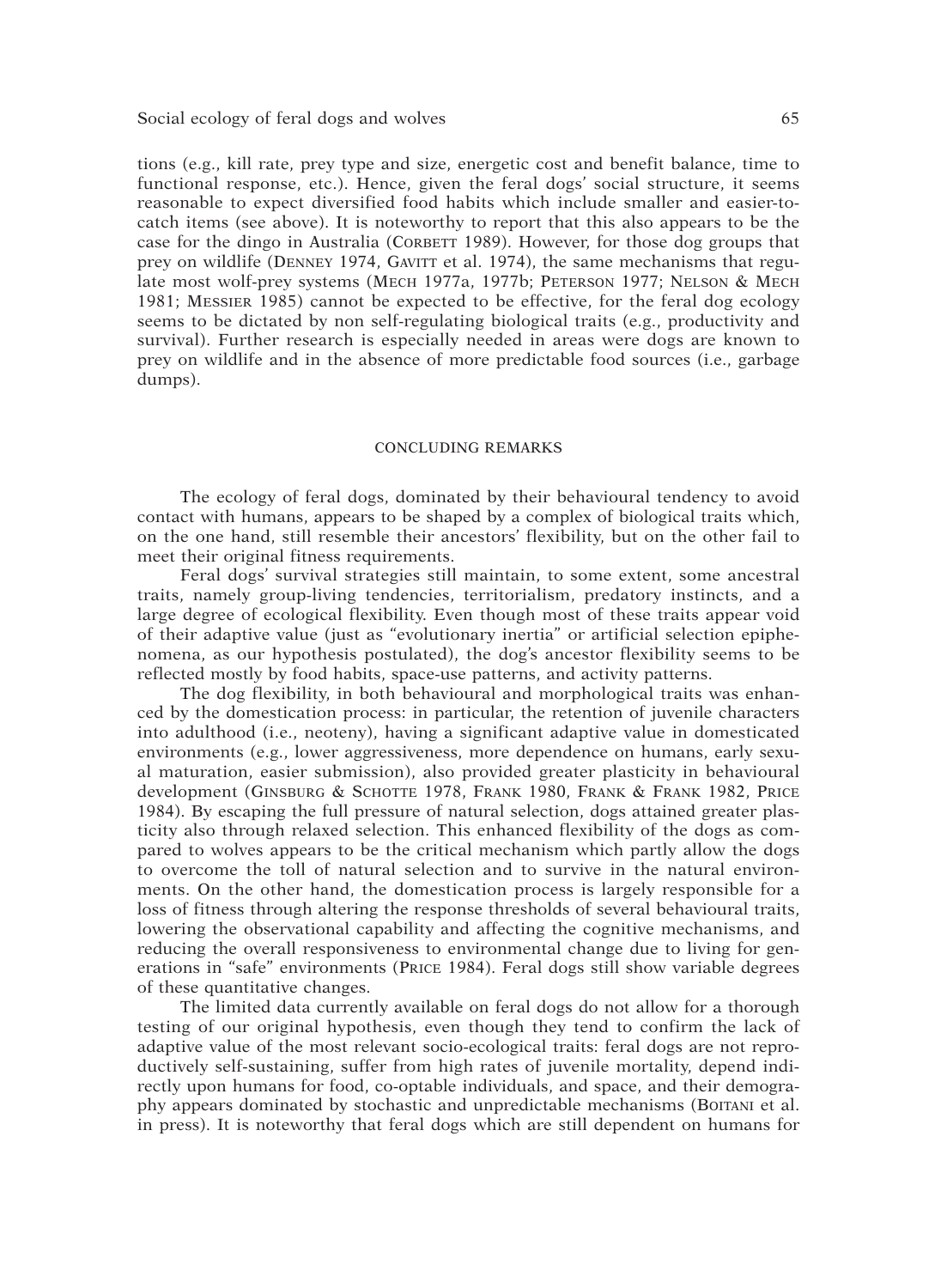tions (e.g., kill rate, prey type and size, energetic cost and benefit balance, time to functional response, etc.). Hence, given the feral dogs' social structure, it seems reasonable to expect diversified food habits which include smaller and easier-to-catch items (see above). It is noteworthy to report that this also appears to be the case for the dingo in Australia (Corbett 1989). However, for those dog groups that prey on wildlife (Denney 1974, Gavitt et al. 1974), the same mechanisms that regulate most wolf-prey systems (Mech 1977a, 1977b; Peterson 1977; Nelson & Mech 1981; Messier 1985) cannot be expected to be effective, for the feral dog ecology seems to be dictated by non self-regulating biological traits (e.g., productivity and survival). Further research is especially needed in areas were dogs are known to prey on wildlife and in the absence of more predictable food sources (i.e., garbage dumps).

## CONCLUDING REMARKS

The ecology of feral dogs, dominated by their behavioural tendency to avoid contact with humans, appears to be shaped by a complex of biological traits which, on the one hand, still resemble their ancestors' flexibility, but on the other fail to meet their original fitness requirements.

Feral dogs' survival strategies still maintain, to some extent, some ancestral traits, namely group-living tendencies, territorialism, predatory instincts, and a large degree of ecological flexibility. Even though most of these traits appear void of their adaptive value (just as "evolutionary inertia" or artificial selection epiphenomena, as our hypothesis postulated), the dog's ancestor flexibility seems to be reflected mostly by food habits, space-use patterns, and activity patterns.

The dog flexibility, in both behavioural and morphological traits was enhanced by the domestication process: in particular, the retention of juvenile characters into adulthood (i.e., neoteny), having a significant adaptive value in domesticated environments (e.g., lower aggressiveness, more dependence on humans, early sexual maturation, easier submission), also provided greater plasticity in behavioural development (Ginsburg & Schotte 1978, Frank 1980, Frank & Frank 1982, Price 1984). By escaping the full pressure of natural selection, dogs attained greater plasticity also through relaxed selection. This enhanced flexibility of the dogs as compared to wolves appears to be the critical mechanism which partly allow the dogs to overcome the toll of natural selection and to survive in the natural environments. On the other hand, the domestication process is largely responsible for a loss of fitness through altering the response thresholds of several behavioural traits, lowering the observational capability and affecting the cognitive mechanisms, and reducing the overall responsiveness to environmental change due to living for generations in "safe" environments (Price 1984). Feral dogs still show variable degrees of these quantitative changes.

The limited data currently available on feral dogs do not allow for a thorough testing of our original hypothesis, even though they tend to confirm the lack of adaptive value of the most relevant socio-ecological traits: feral dogs are not reproductively self-sustaining, suffer from high rates of juvenile mortality, depend indirectly upon humans for food, co-optable individuals, and space, and their demography appears dominated by stochastic and unpredictable mechanisms (Boitani et al. in press). It is noteworthy that feral dogs which are still dependent on humans for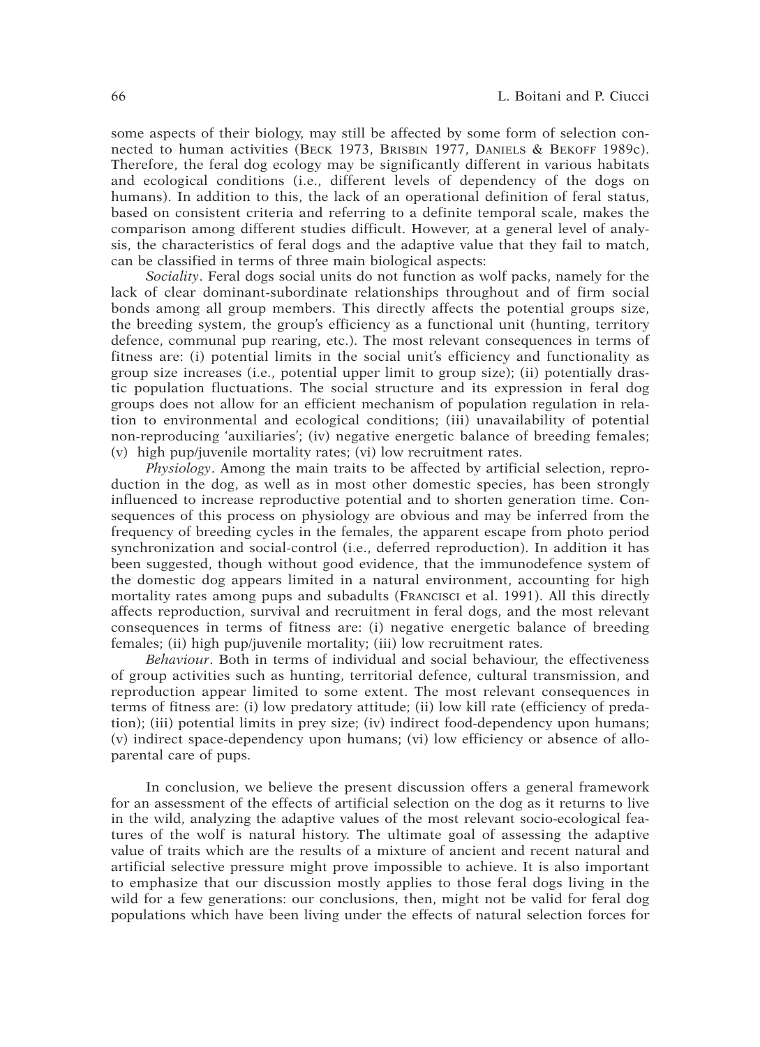some aspects of their biology, may still be affected by some form of selection connected to human activities (BECK 1973, BRISBIN 1977, DANIELS & BEKOFF 1989c). Therefore, the feral dog ecology may be significantly different in various habitats and ecological conditions (i.e., different levels of dependency of the dogs on humans). In addition to this, the lack of an operational definition of feral status, based on consistent criteria and referring to a definite temporal scale, makes the comparison among different studies difficult. However, at a general level of analysis, the characteristics of feral dogs and the adaptive value that they fail to match, can be classified in terms of three main biological aspects:

*Sociality*. Feral dogs social units do not function as wolf packs, namely for the lack of clear dominant-subordinate relationships throughout and of firm social bonds among all group members. This directly affects the potential groups size, the breeding system, the group's efficiency as a functional unit (hunting, territory defence, communal pup rearing, etc.). The most relevant consequences in terms of fitness are: (i) potential limits in the social unit's efficiency and functionality as group size increases (i.e., potential upper limit to group size); (ii) potentially drastic population fluctuations. The social structure and its expression in feral dog groups does not allow for an efficient mechanism of population regulation in relation to environmental and ecological conditions; (iii) unavailability of potential non-reproducing 'auxiliaries'; (iv) negative energetic balance of breeding females; (v) high pup/juvenile mortality rates; (vi) low recruitment rates.

*Physiology*. Among the main traits to be affected by artificial selection, reproduction in the dog, as well as in most other domestic species, has been strongly influenced to increase reproductive potential and to shorten generation time. Consequences of this process on physiology are obvious and may be inferred from the frequency of breeding cycles in the females, the apparent escape from photo period synchronization and social-control (i.e., deferred reproduction). In addition it has been suggested, though without good evidence, that the immunodefence system of the domestic dog appears limited in a natural environment, accounting for high mortality rates among pups and subadults (FRANCISCI et al. 1991). All this directly affects reproduction, survival and recruitment in feral dogs, and the most relevant consequences in terms of fitness are: (i) negative energetic balance of breeding females; (ii) high pup/juvenile mortality; (iii) low recruitment rates.

*Behaviour*. Both in terms of individual and social behaviour, the effectiveness of group activities such as hunting, territorial defence, cultural transmission, and reproduction appear limited to some extent. The most relevant consequences in terms of fitness are: (i) low predatory attitude; (ii) low kill rate (efficiency of predation); (iii) potential limits in prey size; (iv) indirect food-dependency upon humans; (v) indirect space-dependency upon humans; (vi) low efficiency or absence of alloparental care of pups.

In conclusion, we believe the present discussion offers a general framework for an assessment of the effects of artificial selection on the dog as it returns to live in the wild, analyzing the adaptive values of the most relevant socio-ecological features of the wolf is natural history. The ultimate goal of assessing the adaptive value of traits which are the results of a mixture of ancient and recent natural and artificial selective pressure might prove impossible to achieve. It is also important to emphasize that our discussion mostly applies to those feral dogs living in the wild for a few generations: our conclusions, then, might not be valid for feral dog populations which have been living under the effects of natural selection forces for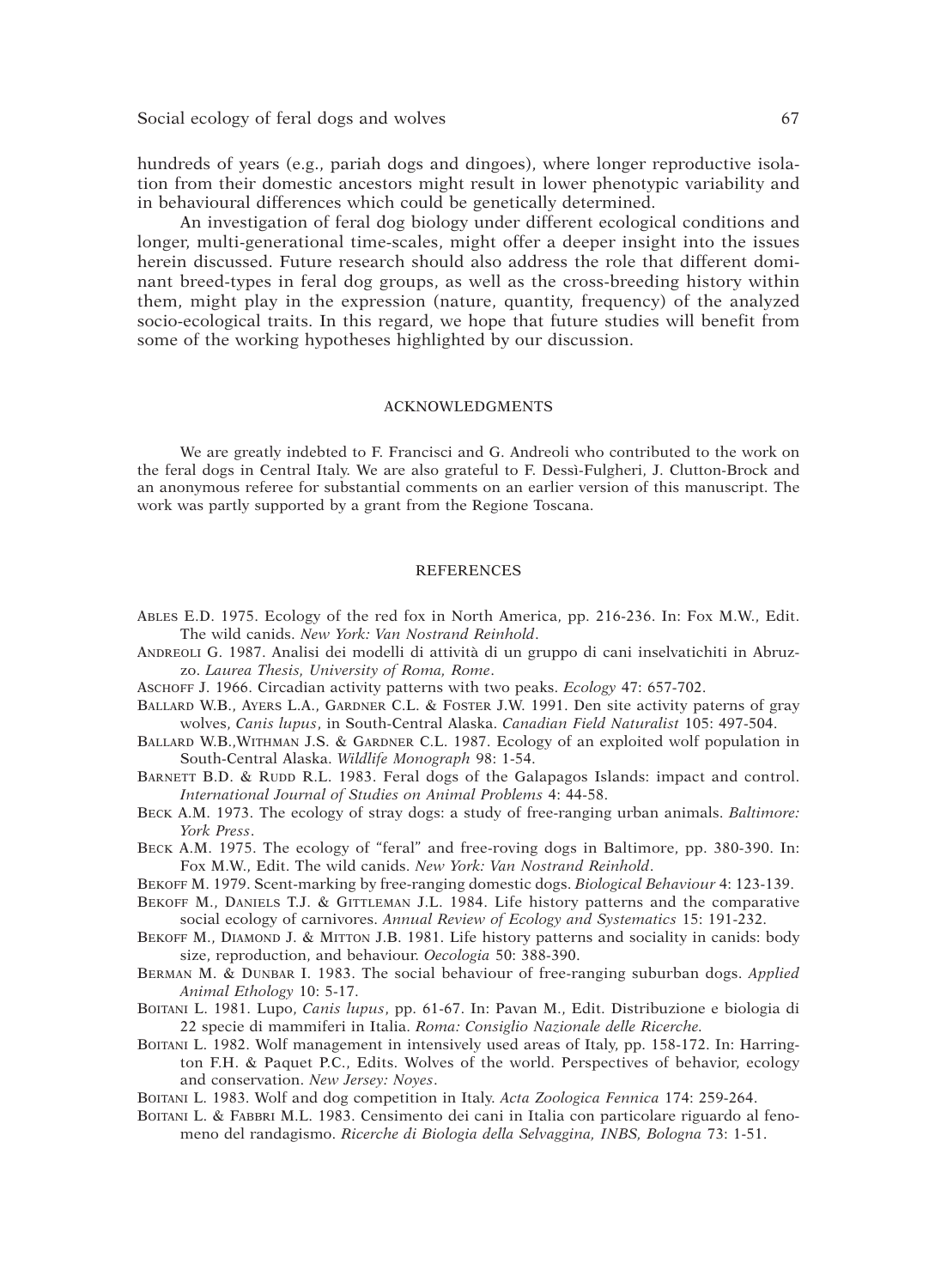hundreds of years (e.g., pariah dogs and dingoes), where longer reproductive isolation from their domestic ancestors might result in lower phenotypic variability and in behavioural differences which could be genetically determined.

An investigation of feral dog biology under different ecological conditions and longer, multi-generational time-scales, might offer a deeper insight into the issues herein discussed. Future research should also address the role that different dominant breed-types in feral dog groups, as well as the cross-breeding history within them, might play in the expression (nature, quantity, frequency) of the analyzed socio-ecological traits. In this regard, we hope that future studies will benefit from some of the working hypotheses highlighted by our discussion.

## ACKNOWLEDGMENTS

We are greatly indebted to F. Francisci and G. Andreoli who contributed to the work on the feral dogs in Central Italy. We are also grateful to F. Dessì-Fulgheri, J. Clutton-Brock and an anonymous referee for substantial comments on an earlier version of this manuscript. The work was partly supported by a grant from the Regione Toscana.

## REFERENCES

Ables E.D. 1975. Ecology of the red fox in North America, pp. 216-236. In: Fox M.W., Edit. The wild canids. *New York: Van Nostrand Reinhold*.

Andreoli G. 1987. Analisi dei modelli di attività di un gruppo di cani inselvatichiti in Abruzzo. *Laurea Thesis, University of Roma, Rome*.

Aschoff J. 1966. Circadian activity patterns with two peaks. *Ecology* 47: 657-702.

Ballard W.B., Ayers L.A., Gardner C.L. & Foster J.W. 1991. Den site activity paterns of gray wolves, *Canis lupus*, in South-Central Alaska. *Canadian Field Naturalist* 105: 497-504.

Ballard W.B.,Withman J.S. & Gardner C.L. 1987. Ecology of an exploited wolf population in South-Central Alaska. *Wildlife Monograph* 98: 1-54.

Barnett B.D. & Rudd R.L. 1983. Feral dogs of the Galapagos Islands: impact and control. *International Journal of Studies on Animal Problems* 4: 44-58.

Beck A.M. 1973. The ecology of stray dogs: a study of free-ranging urban animals. *Baltimore: York Press*.

Beck A.M. 1975. The ecology of "feral" and free-roving dogs in Baltimore, pp. 380-390. In: Fox M.W., Edit. The wild canids. *New York: Van Nostrand Reinhold*.

Bekoff M. 1979. Scent-marking by free-ranging domestic dogs. *Biological Behaviour* 4: 123-139.

Bekoff M., Daniels T.J. & Gittleman J.L. 1984. Life history patterns and the comparative social ecology of carnivores. *Annual Review of Ecology and Systematics* 15: 191-232.

Bekoff M., Diamond J. & Mitton J.B. 1981. Life history patterns and sociality in canids: body size, reproduction, and behaviour. *Oecologia* 50: 388-390.

Berman M. & Dunbar I. 1983. The social behaviour of free-ranging suburban dogs. *Applied Animal Ethology* 10: 5-17.

Boitani L. 1981. Lupo, *Canis lupus*, pp. 61-67. In: Pavan M., Edit. Distribuzione e biologia di 22 specie di mammiferi in Italia. *Roma: Consiglio Nazionale delle Ricerche.*

Boitani L. 1982. Wolf management in intensively used areas of Italy, pp. 158-172. In: Harrington F.H. & Paquet P.C., Edits. Wolves of the world. Perspectives of behavior, ecology and conservation. *New Jersey: Noyes*.

Boitani L. 1983. Wolf and dog competition in Italy. *Acta Zoologica Fennica* 174: 259-264.

Boitani L. & Fabbri M.L. 1983. Censimento dei cani in Italia con particolare riguardo al fenomeno del randagismo. *Ricerche di Biologia della Selvaggina, INBS, Bologna* 73: 1-51.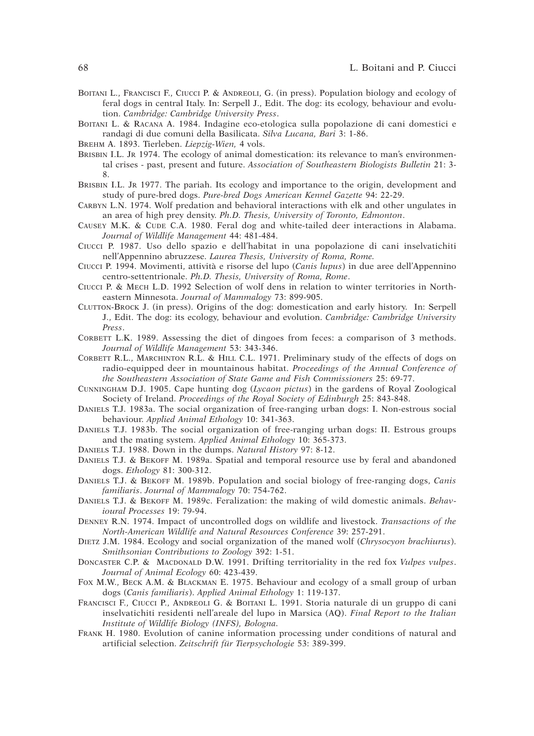Boitani L., Francisci F., Ciucci P. & Andreoli, G. (in press). Population biology and ecology of feral dogs in central Italy. In: Serpell J., Edit. The dog: its ecology, behaviour and evolution. *Cambridge: Cambridge University Press*.

Boitani L. & Racana A. 1984. Indagine eco-etologica sulla popolazione di cani domestici e randagi di due comuni della Basilicata. *Silva Lucana, Bari* 3: 1-86.

Brehm A. 1893. Tierleben. *Liepzig-Wien,* 4 vols.

Brisbin I.L. Jr 1974. The ecology of animal domestication: its relevance to man's environmental crises - past, present and future. *Association of Southeastern Biologists Bulletin* 21: 3-8.

Brisbin I.L. Jr 1977. The pariah. Its ecology and importance to the origin, development and study of pure-bred dogs. *Pure-bred Dogs American Kennel Gazette* 94: 22-29.

Carbyn L.N. 1974. Wolf predation and behavioral interactions with elk and other ungulates in an area of high prey density. *Ph.D. Thesis, University of Toronto, Edmonton*.

Causey M.K. & Cude C.A. 1980. Feral dog and white-tailed deer interactions in Alabama. *Journal of Wildlife Management* 44: 481-484.

Ciucci P. 1987. Uso dello spazio e dell'habitat in una popolazione di cani inselvatichiti nell'Appennino abruzzese. *Laurea Thesis, University of Roma, Rome.*

Ciucci P. 1994. Movimenti, attività e risorse del lupo (*Canis lupus*) in due aree dell'Appennino centro-settentrionale. *Ph.D. Thesis, University of Roma, Rome*.

Ciucci P. & Mech L.D. 1992 Selection of wolf dens in relation to winter territories in Northeastern Minnesota. *Journal of Mammalogy* 73: 899-905.

Clutton-Brock J. (in press). Origins of the dog: domestication and early history. In: Serpell J., Edit. The dog: its ecology, behaviour and evolution. *Cambridge: Cambridge University Press*.

Corbett L.K. 1989. Assessing the diet of dingoes from feces: a comparison of 3 methods. *Journal of Wildlife Management* 53: 343-346.

Corbett R.L., Marchinton R.L. & Hill C.L. 1971. Preliminary study of the effects of dogs on radio-equipped deer in mountainous habitat. *Proceedings of the Annual Conference of the Southeastern Association of State Game and Fish Commissioners* 25: 69-77.

Cunningham D.J. 1905. Cape hunting dog (*Lycaon pictus*) in the gardens of Royal Zoological Society of Ireland. *Proceedings of the Royal Society of Edinburgh* 25: 843-848.

Daniels T.J. 1983a. The social organization of free-ranging urban dogs: I. Non-estrous social behaviour. *Applied Animal Ethology* 10: 341-363.

Daniels T.J. 1983b. The social organization of free-ranging urban dogs: II. Estrous groups and the mating system. *Applied Animal Ethology* 10: 365-373.

Daniels T.J. 1988. Down in the dumps. *Natural History* 97: 8-12.

Daniels T.J. & Bekoff M. 1989a. Spatial and temporal resource use by feral and abandoned dogs. *Ethology* 81: 300-312.

Daniels T.J. & Bekoff M. 1989b. Population and social biology of free-ranging dogs, *Canis familiaris*. *Journal of Mammalogy* 70: 754-762.

Daniels T.J. & Bekoff M. 1989c. Feralization: the making of wild domestic animals. *Behavioural Processes* 19: 79-94.

Denney R.N. 1974. Impact of uncontrolled dogs on wildlife and livestock. *Transactions of the North-American Wildlife and Natural Resources Conference* 39: 257-291.

Dietz J.M. 1984. Ecology and social organization of the maned wolf (*Chrysocyon brachiurus*). *Smithsonian Contributions to Zoology* 392: 1-51.

Doncaster C.P. & Macdonald D.W. 1991. Drifting territoriality in the red fox *Vulpes vulpes*. *Journal of Animal Ecology* 60: 423-439.

Fox M.W., Beck A.M. & Blackman E. 1975. Behaviour and ecology of a small group of urban dogs (*Canis familiaris*). *Applied Animal Ethology* 1: 119-137.

Francisci F., Ciucci P., Andreoli G. & Boitani L. 1991. Storia naturale di un gruppo di cani inselvatichiti residenti nell'areale del lupo in Marsica (AQ). *Final Report to the Italian Institute of Wildlife Biology (INFS), Bologna.*

Frank H. 1980. Evolution of canine information processing under conditions of natural and artificial selection. *Zeitschrift für Tierpsychologie* 53: 389-399.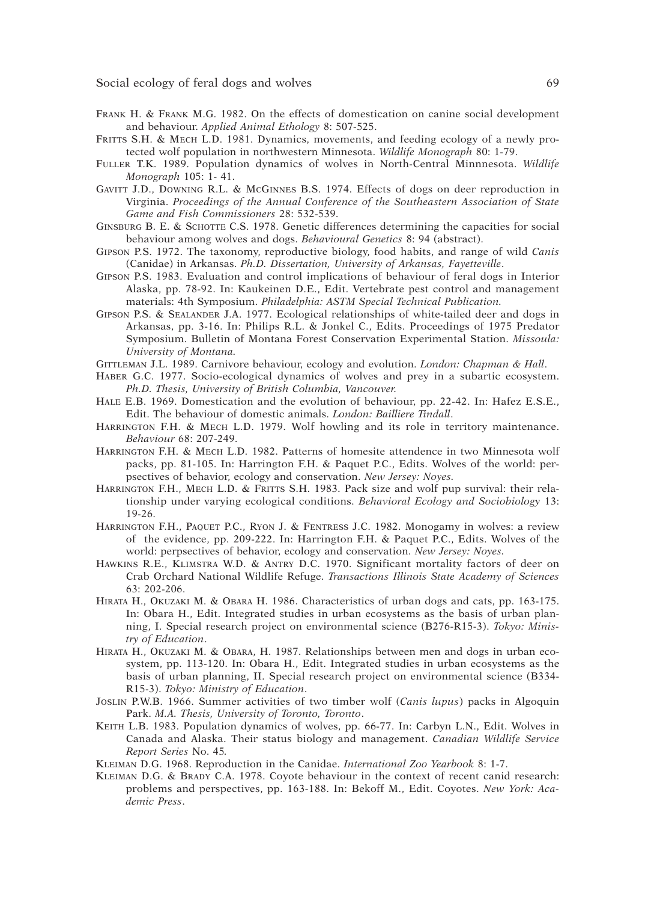Frank H. & Frank M.G. 1982. On the effects of domestication on canine social development and behaviour. *Applied Animal Ethology* 8: 507-525.

Fritts S.H. & Mech L.D. 1981. Dynamics, movements, and feeding ecology of a newly protected wolf population in northwestern Minnesota. *Wildlife Monograph* 80: 1-79.

Fuller T.K. 1989. Population dynamics of wolves in North-Central Minnnesota. *Wildlife Monograph* 105: 1- 41.

Gavitt J.D., Downing R.L. & McGinnes B.S. 1974. Effects of dogs on deer reproduction in Virginia. *Proceedings of the Annual Conference of the Southeastern Association of State Game and Fish Commissioners* 28: 532-539.

Ginsburg B. E. & Schotte C.S. 1978. Genetic differences determining the capacities for social behaviour among wolves and dogs. *Behavioural Genetics* 8: 94 (abstract).

Gipson P.S. 1972. The taxonomy, reproductive biology, food habits, and range of wild *Canis* (Canidae) in Arkansas. *Ph.D. Dissertation, University of Arkansas, Fayetteville*.

Gipson P.S. 1983. Evaluation and control implications of behaviour of feral dogs in Interior Alaska, pp. 78-92. In: Kaukeinen D.E., Edit. Vertebrate pest control and management materials: 4th Symposium. *Philadelphia: ASTM Special Technical Publication*.

Gipson P.S. & Sealander J.A. 1977. Ecological relationships of white-tailed deer and dogs in Arkansas, pp. 3-16. In: Philips R.L. & Jonkel C., Edits. Proceedings of 1975 Predator Symposium. Bulletin of Montana Forest Conservation Experimental Station. *Missoula: University of Montana*.

Gittleman J.L. 1989. Carnivore behaviour, ecology and evolution. *London: Chapman & Hall*.

Haber G.C. 1977. Socio-ecological dynamics of wolves and prey in a subartic ecosystem. *Ph.D. Thesis, University of British Columbia, Vancouver*.

Hale E.B. 1969. Domestication and the evolution of behaviour, pp. 22-42. In: Hafez E.S.E., Edit. The behaviour of domestic animals. *London: Bailliere Tindall*.

Harrington F.H. & Mech L.D. 1979. Wolf howling and its role in territory maintenance. *Behaviour* 68: 207-249.

Harrington F.H. & Mech L.D. 1982. Patterns of homesite attendence in two Minnesota wolf packs, pp. 81-105. In: Harrington F.H. & Paquet P.C., Edits. Wolves of the world: perpsectives of behavior, ecology and conservation. *New Jersey: Noyes*.

Harrington F.H., Mech L.D. & Fritts S.H. 1983. Pack size and wolf pup survival: their relationship under varying ecological conditions. *Behavioral Ecology and Sociobiology* 13: 19-26.

Harrington F.H., Paquet P.C., Ryon J. & Fentress J.C. 1982. Monogamy in wolves: a review of the evidence, pp. 209-222. In: Harrington F.H. & Paquet P.C., Edits. Wolves of the world: perpsectives of behavior, ecology and conservation. *New Jersey: Noyes*.

Hawkins R.E., Klimstra W.D. & Antry D.C. 1970. Significant mortality factors of deer on Crab Orchard National Wildlife Refuge. *Transactions Illinois State Academy of Sciences* 63: 202-206.

Hirata H., Okuzaki M. & Obara H. 1986. Characteristics of urban dogs and cats, pp. 163-175. In: Obara H., Edit. Integrated studies in urban ecosystems as the basis of urban planning, I. Special research project on environmental science (B276-R15-3). *Tokyo: Ministry of Education*.

Hirata H., Okuzaki M. & Obara, H. 1987. Relationships between men and dogs in urban ecosystem, pp. 113-120. In: Obara H., Edit. Integrated studies in urban ecosystems as the basis of urban planning, II. Special research project on environmental science (B334-R15-3). *Tokyo: Ministry of Education*.

Joslin P.W.B. 1966. Summer activities of two timber wolf (*Canis lupus*) packs in Algoquin Park. *M.A. Thesis, University of Toronto, Toronto*.

Keith L.B. 1983. Population dynamics of wolves, pp. 66-77. In: Carbyn L.N., Edit. Wolves in Canada and Alaska. Their status biology and management. *Canadian Wildlife Service Report Series* No. 45.

Kleiman D.G. 1968. Reproduction in the Canidae. *International Zoo Yearbook* 8: 1-7.

Kleiman D.G. & Brady C.A. 1978. Coyote behaviour in the context of recent canid research: problems and perspectives, pp. 163-188. In: Bekoff M., Edit. Coyotes. *New York: Academic Press*.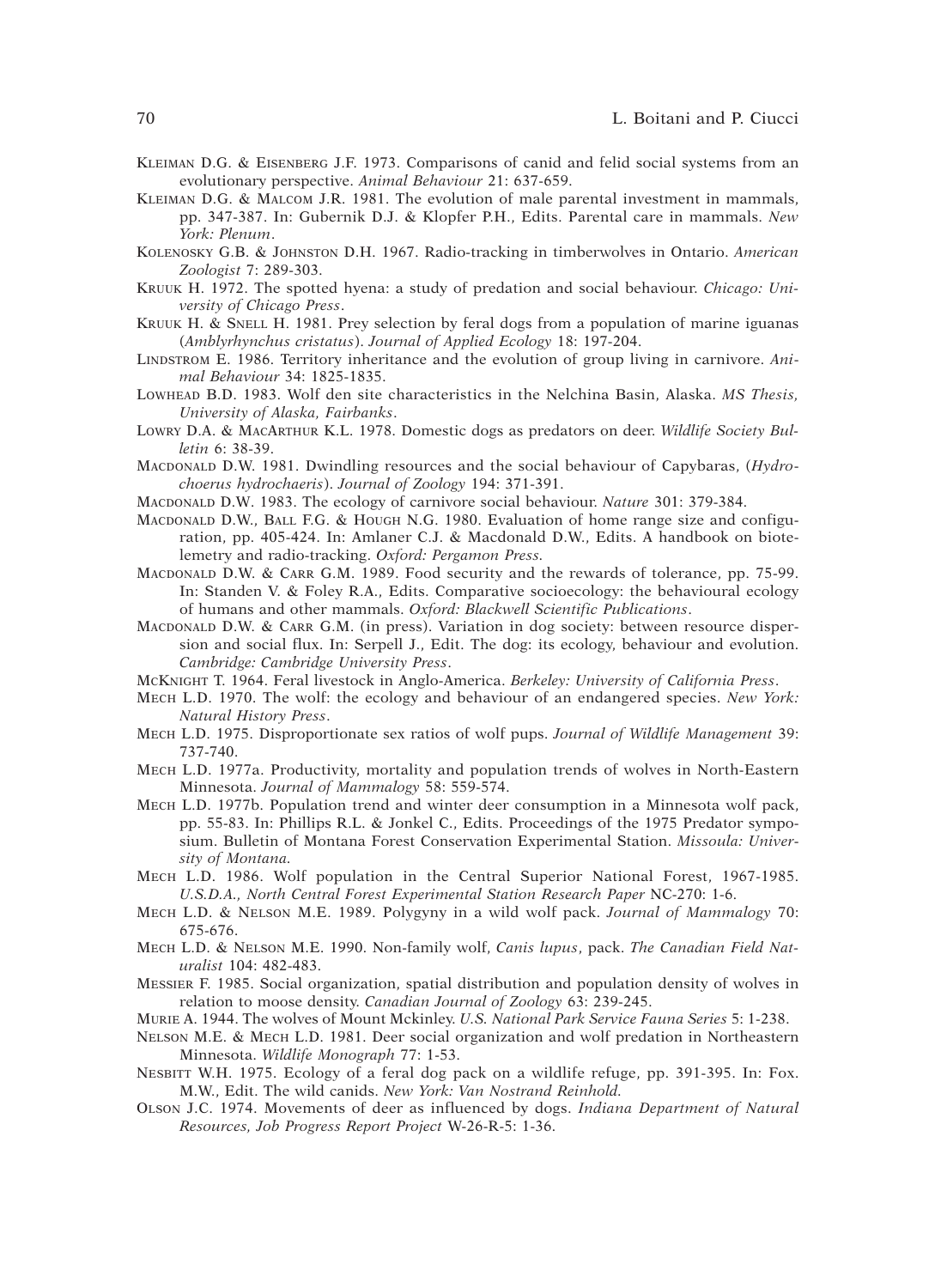KLEIMAN D.G. & EISENBERG J.F. 1973. Comparisons of canid and felid social systems from an evolutionary perspective. *Animal Behaviour* 21: 637-659.

KLEIMAN D.G. & MALCOM J.R. 1981. The evolution of male parental investment in mammals, pp. 347-387. In: Gubernik D.J. & Klopfer P.H., Edits. Parental care in mammals. *New York: Plenum*.

KOLENOSKY G.B. & JOHNSTON D.H. 1967. Radio-tracking in timberwolves in Ontario. *American Zoologist* 7: 289-303.

KRUUK H. 1972. The spotted hyena: a study of predation and social behaviour. *Chicago: University of Chicago Press*.

KRUUK H. & SNELL H. 1981. Prey selection by feral dogs from a population of marine iguanas (*Amblyrhynchus cristatus*). *Journal of Applied Ecology* 18: 197-204.

LINDSTROM E. 1986. Territory inheritance and the evolution of group living in carnivore. *Animal Behaviour* 34: 1825-1835.

LOWHEAD B.D. 1983. Wolf den site characteristics in the Nelchina Basin, Alaska. *MS Thesis, University of Alaska, Fairbanks*.

LOWRY D.A. & MACARTHUR K.L. 1978. Domestic dogs as predators on deer. *Wildlife Society Bulletin* 6: 38-39.

MACDONALD D.W. 1981. Dwindling resources and the social behaviour of Capybaras, (*Hydrochoerus hydrochaeris*). *Journal of Zoology* 194: 371-391.

MACDONALD D.W. 1983. The ecology of carnivore social behaviour. *Nature* 301: 379-384.

MACDONALD D.W., BALL F.G. & HOUGH N.G. 1980. Evaluation of home range size and configuration, pp. 405-424. In: Amlaner C.J. & Macdonald D.W., Edits. A handbook on biotelemetry and radio-tracking. *Oxford: Pergamon Press.*

MACDONALD D.W. & CARR G.M. 1989. Food security and the rewards of tolerance, pp. 75-99. In: Standen V. & Foley R.A., Edits. Comparative socioecology: the behavioural ecology of humans and other mammals. *Oxford: Blackwell Scientific Publications*.

MACDONALD D.W. & CARR G.M. (in press). Variation in dog society: between resource dispersion and social flux. In: Serpell J., Edit. The dog: its ecology, behaviour and evolution. *Cambridge: Cambridge University Press*.

MCKNIGHT T. 1964. Feral livestock in Anglo-America. *Berkeley: University of California Press*.

MECH L.D. 1970. The wolf: the ecology and behaviour of an endangered species. *New York: Natural History Press*.

MECH L.D. 1975. Disproportionate sex ratios of wolf pups. *Journal of Wildlife Management* 39: 737-740.

MECH L.D. 1977a. Productivity, mortality and population trends of wolves in North-Eastern Minnesota. *Journal of Mammalogy* 58: 559-574.

MECH L.D. 1977b. Population trend and winter deer consumption in a Minnesota wolf pack, pp. 55-83. In: Phillips R.L. & Jonkel C., Edits. Proceedings of the 1975 Predator symposium. Bulletin of Montana Forest Conservation Experimental Station. *Missoula: University of Montana.*

MECH L.D. 1986. Wolf population in the Central Superior National Forest, 1967-1985. *U.S.D.A., North Central Forest Experimental Station Research Paper* NC-270: 1-6.

MECH L.D. & NELSON M.E. 1989. Polygyny in a wild wolf pack. *Journal of Mammalogy* 70: 675-676.

MECH L.D. & NELSON M.E. 1990. Non-family wolf, *Canis lupus*, pack. *The Canadian Field Naturalist* 104: 482-483.

MESSIER F. 1985. Social organization, spatial distribution and population density of wolves in relation to moose density. *Canadian Journal of Zoology* 63: 239-245.

MURIE A. 1944. The wolves of Mount Mckinley. *U.S. National Park Service Fauna Series* 5: 1-238.

NELSON M.E. & MECH L.D. 1981. Deer social organization and wolf predation in Northeastern Minnesota. *Wildlife Monograph* 77: 1-53.

NESBITT W.H. 1975. Ecology of a feral dog pack on a wildlife refuge, pp. 391-395. In: Fox. M.W., Edit. The wild canids. *New York: Van Nostrand Reinhold.*

OLSON J.C. 1974. Movements of deer as influenced by dogs. *Indiana Department of Natural Resources, Job Progress Report Project* W-26-R-5: 1-36.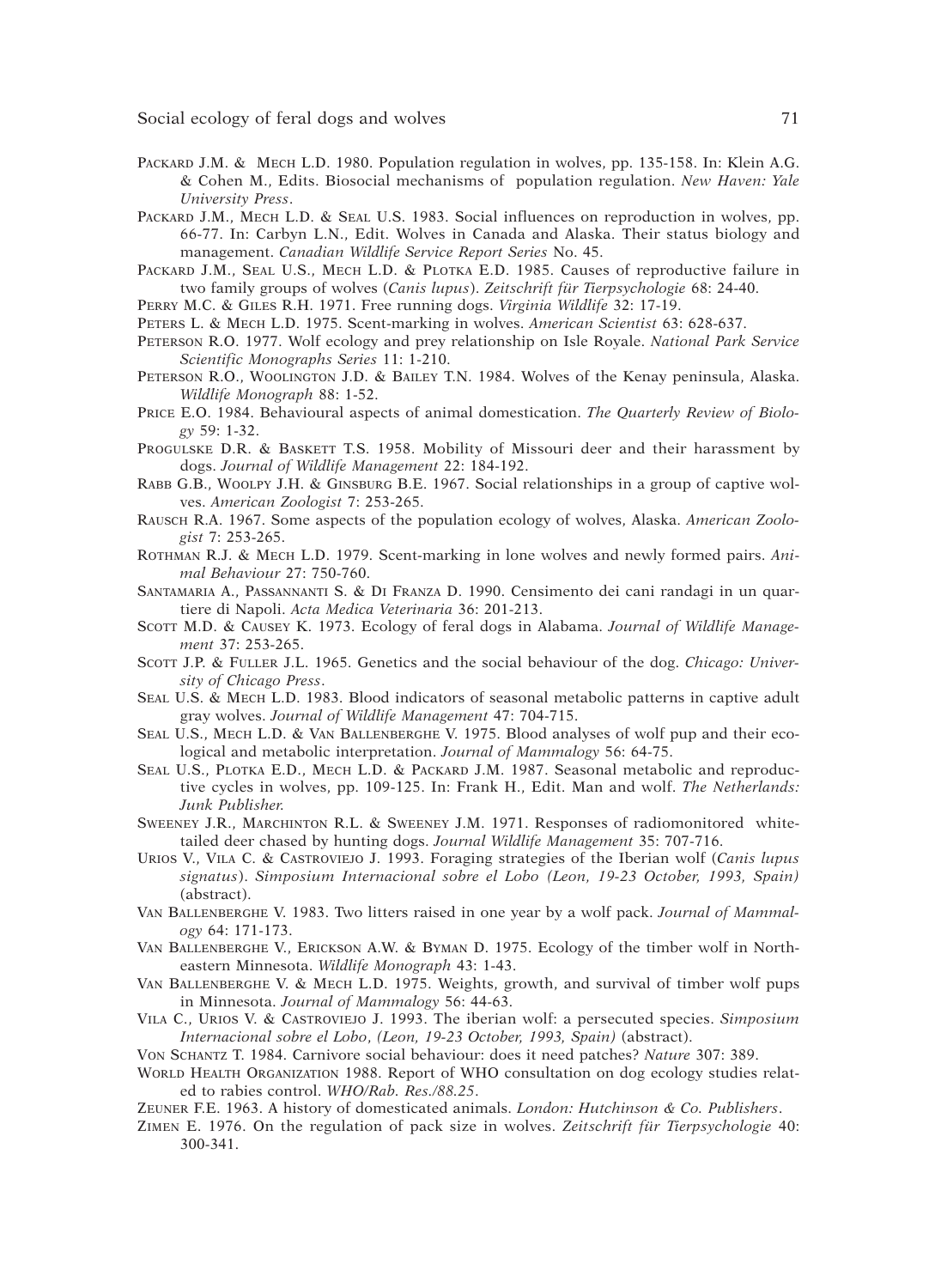PACKARD J.M. & MECH L.D. 1980. Population regulation in wolves, pp. 135-158. In: Klein A.G. & Cohen M., Edits. Biosocial mechanisms of population regulation. *New Haven: Yale University Press*.

PACKARD J.M., MECH L.D. & SEAL U.S. 1983. Social influences on reproduction in wolves, pp. 66-77. In: Carbyn L.N., Edit. Wolves in Canada and Alaska. Their status biology and management. *Canadian Wildlife Service Report Series* No. 45.

PACKARD J.M., SEAL U.S., MECH L.D. & PLOTKA E.D. 1985. Causes of reproductive failure in two family groups of wolves (*Canis lupus*). *Zeitschrift für Tierpsychologie* 68: 24-40.

PERRY M.C. & GILES R.H. 1971. Free running dogs. *Virginia Wildlife* 32: 17-19.

PETERS L. & MECH L.D. 1975. Scent-marking in wolves. *American Scientist* 63: 628-637.

PETERSON R.O. 1977. Wolf ecology and prey relationship on Isle Royale. *National Park Service Scientific Monographs Series* 11: 1-210.

PETERSON R.O., WOOLINGTON J.D. & BAILEY T.N. 1984. Wolves of the Kenay peninsula, Alaska. *Wildlife Monograph* 88: 1-52.

PRICE E.O. 1984. Behavioural aspects of animal domestication. *The Quarterly Review of Biology* 59: 1-32.

PROGULSKE D.R. & BASKETT T.S. 1958. Mobility of Missouri deer and their harassment by dogs. *Journal of Wildlife Management* 22: 184-192.

RABB G.B., WOOLPY J.H. & GINSBURG B.E. 1967. Social relationships in a group of captive wolves. *American Zoologist* 7: 253-265.

RAUSCH R.A. 1967. Some aspects of the population ecology of wolves, Alaska. *American Zoologist* 7: 253-265.

ROTHMAN R.J. & MECH L.D. 1979. Scent-marking in lone wolves and newly formed pairs. *Animal Behaviour* 27: 750-760.

SANTAMARIA A., PASSANNANTI S. & DI FRANZA D. 1990. Censimento dei cani randagi in un quartiere di Napoli. *Acta Medica Veterinaria* 36: 201-213.

SCOTT M.D. & CAUSEY K. 1973. Ecology of feral dogs in Alabama. *Journal of Wildlife Management* 37: 253-265.

SCOTT J.P. & FULLER J.L. 1965. Genetics and the social behaviour of the dog. *Chicago: University of Chicago Press*.

SEAL U.S. & MECH L.D. 1983. Blood indicators of seasonal metabolic patterns in captive adult gray wolves. *Journal of Wildlife Management* 47: 704-715.

SEAL U.S., MECH L.D. & VAN BALLENBERGHE V. 1975. Blood analyses of wolf pup and their ecological and metabolic interpretation. *Journal of Mammalogy* 56: 64-75.

SEAL U.S., PLOTKA E.D., MECH L.D. & PACKARD J.M. 1987. Seasonal metabolic and reproductive cycles in wolves, pp. 109-125. In: Frank H., Edit. Man and wolf. *The Netherlands: Junk Publisher.*

SWEENEY J.R., MARCHINTON R.L. & SWEENEY J.M. 1971. Responses of radiomonitored white-tailed deer chased by hunting dogs. *Journal Wildlife Management* 35: 707-716.

URIOS V., VILA C. & CASTROVIEJO J. 1993. Foraging strategies of the Iberian wolf (*Canis lupus signatus*). *Simposium Internacional sobre el Lobo (Leon, 19-23 October, 1993, Spain)* (abstract).

VAN BALLENBERGHE V. 1983. Two litters raised in one year by a wolf pack. *Journal of Mammalogy* 64: 171-173.

VAN BALLENBERGHE V., ERICKSON A.W. & BYMAN D. 1975. Ecology of the timber wolf in Northeastern Minnesota. *Wildlife Monograph* 43: 1-43.

VAN BALLENBERGHE V. & MECH L.D. 1975. Weights, growth, and survival of timber wolf pups in Minnesota. *Journal of Mammalogy* 56: 44-63.

VILA C., URIOS V. & CASTROVIEJO J. 1993. The iberian wolf: a persecuted species. *Simposium Internacional sobre el Lobo*, *(Leon, 19-23 October, 1993, Spain)* (abstract).

VON SCHANTZ T. 1984. Carnivore social behaviour: does it need patches? *Nature* 307: 389.

WORLD HEALTH ORGANIZATION 1988. Report of WHO consultation on dog ecology studies related to rabies control. *WHO/Rab. Res./88.25*.

ZEUNER F.E. 1963. A history of domesticated animals. *London: Hutchinson & Co. Publishers*.

ZIMEN E. 1976. On the regulation of pack size in wolves. *Zeitschrift für Tierpsychologie* 40: 300-341.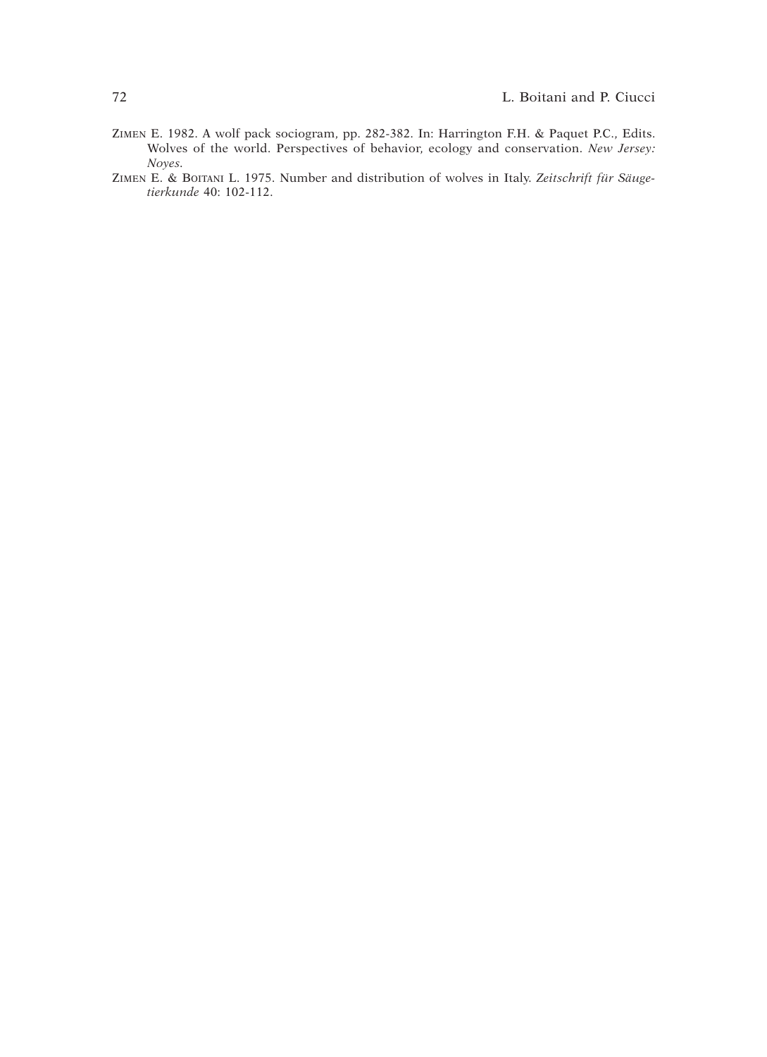ZIMEN E. 1982. A wolf pack sociogram, pp. 282-382. In: Harrington F.H. & Paquet P.C., Edits. Wolves of the world. Perspectives of behavior, ecology and conservation. *New Jersey: Noyes*.

ZIMEN E. & BOITANI L. 1975. Number and distribution of wolves in Italy. *Zeitschrift für Säugetierkunde* 40: 102-112.